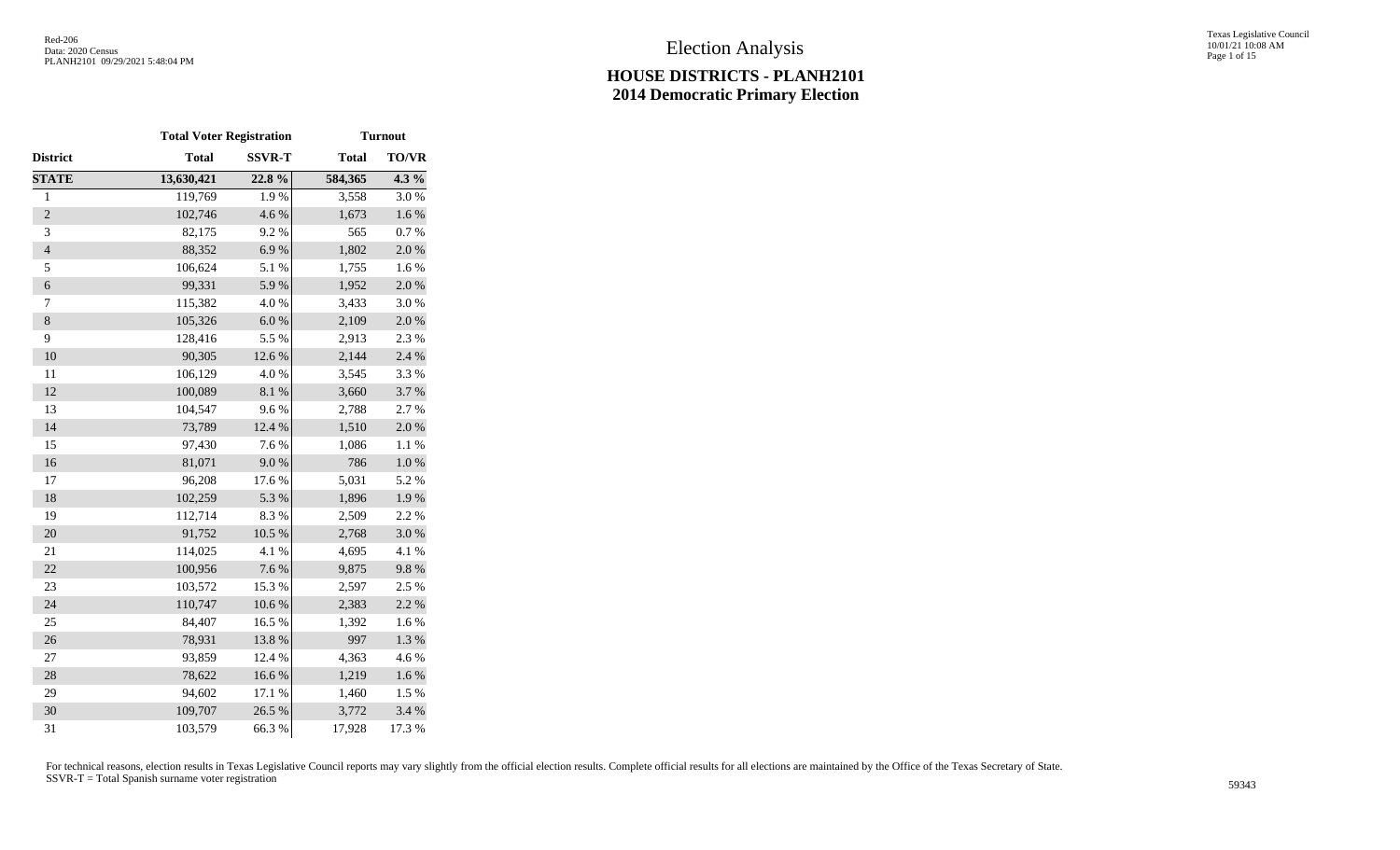# Election Analysis

## HOUSE DISTRICTS - PLANH2101
## 2014 Democratic Primary Election

Red-206
Data: 2020 Census
PLANH2101 09/29/2021 5:48:04 PM

Texas Legislative Council
10/01/21 10:08 AM

| | Total Voter Registration | | Turnout | |
|---|---|---|---|---|
| **District** | **Total** | **SSVR-T** | **Total** | **TO/VR** |
| **STATE** | **13,630,421** | **22.8 %** | **584,365** | **4.3 %** |
| 1 | 119,769 | 1.9 % | 3,558 | 3.0 % |
| 2 | 102,746 | 4.6 % | 1,673 | 1.6 % |
| 3 | 82,175 | 9.2 % | 565 | 0.7 % |
| 4 | 88,352 | 6.9 % | 1,802 | 2.0 % |
| 5 | 106,624 | 5.1 % | 1,755 | 1.6 % |
| 6 | 99,331 | 5.9 % | 1,952 | 2.0 % |
| 7 | 115,382 | 4.0 % | 3,433 | 3.0 % |
| 8 | 105,326 | 6.0 % | 2,109 | 2.0 % |
| 9 | 128,416 | 5.5 % | 2,913 | 2.3 % |
| 10 | 90,305 | 12.6 % | 2,144 | 2.4 % |
| 11 | 106,129 | 4.0 % | 3,545 | 3.3 % |
| 12 | 100,089 | 8.1 % | 3,660 | 3.7 % |
| 13 | 104,547 | 9.6 % | 2,788 | 2.7 % |
| 14 | 73,789 | 12.4 % | 1,510 | 2.0 % |
| 15 | 97,430 | 7.6 % | 1,086 | 1.1 % |
| 16 | 81,071 | 9.0 % | 786 | 1.0 % |
| 17 | 96,208 | 17.6 % | 5,031 | 5.2 % |
| 18 | 102,259 | 5.3 % | 1,896 | 1.9 % |
| 19 | 112,714 | 8.3 % | 2,509 | 2.2 % |
| 20 | 91,752 | 10.5 % | 2,768 | 3.0 % |
| 21 | 114,025 | 4.1 % | 4,695 | 4.1 % |
| 22 | 100,956 | 7.6 % | 9,875 | 9.8 % |
| 23 | 103,572 | 15.3 % | 2,597 | 2.5 % |
| 24 | 110,747 | 10.6 % | 2,383 | 2.2 % |
| 25 | 84,407 | 16.5 % | 1,392 | 1.6 % |
| 26 | 78,931 | 13.8 % | 997 | 1.3 % |
| 27 | 93,859 | 12.4 % | 4,363 | 4.6 % |
| 28 | 78,622 | 16.6 % | 1,219 | 1.6 % |
| 29 | 94,602 | 17.1 % | 1,460 | 1.5 % |
| 30 | 109,707 | 26.5 % | 3,772 | 3.4 % |
| 31 | 103,579 | 66.3 % | 17,928 | 17.3 % |

For technical reasons, election results in Texas Legislative Council reports may vary slightly from the official election results. Complete official results for all elections are maintained by the Office of the Texas Secretary of State.
SSVR-T = Total Spanish surname voter registration

59343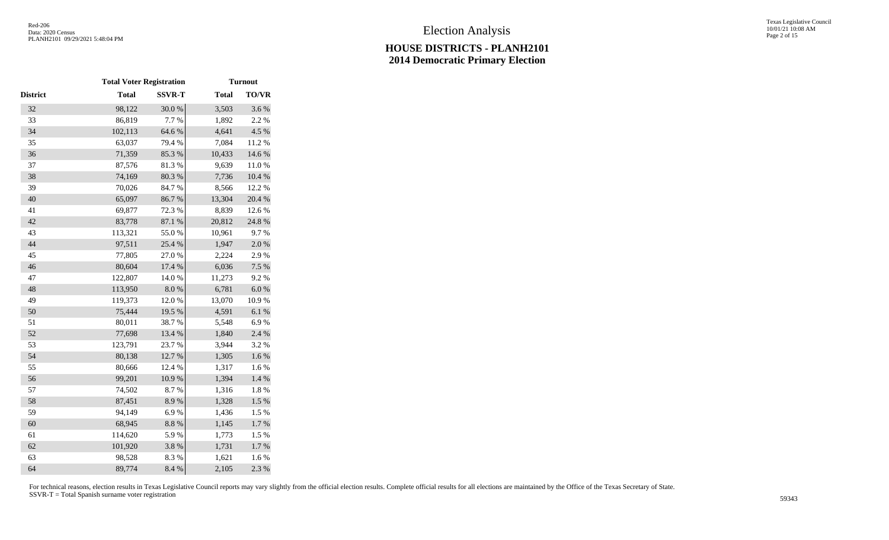# Election Analysis

## HOUSE DISTRICTS - PLANH2101
## 2014 Democratic Primary Election

| | Total Voter Registration | | Turnout | |
|---|---|---|---|---|
| District | Total | SSVR-T | Total | TO/VR |
| 32 | 98,122 | 30.0 % | 3,503 | 3.6 % |
| 33 | 86,819 | 7.7 % | 1,892 | 2.2 % |
| 34 | 102,113 | 64.6 % | 4,641 | 4.5 % |
| 35 | 63,037 | 79.4 % | 7,084 | 11.2 % |
| 36 | 71,359 | 85.3 % | 10,433 | 14.6 % |
| 37 | 87,576 | 81.3 % | 9,639 | 11.0 % |
| 38 | 74,169 | 80.3 % | 7,736 | 10.4 % |
| 39 | 70,026 | 84.7 % | 8,566 | 12.2 % |
| 40 | 65,097 | 86.7 % | 13,304 | 20.4 % |
| 41 | 69,877 | 72.3 % | 8,839 | 12.6 % |
| 42 | 83,778 | 87.1 % | 20,812 | 24.8 % |
| 43 | 113,321 | 55.0 % | 10,961 | 9.7 % |
| 44 | 97,511 | 25.4 % | 1,947 | 2.0 % |
| 45 | 77,805 | 27.0 % | 2,224 | 2.9 % |
| 46 | 80,604 | 17.4 % | 6,036 | 7.5 % |
| 47 | 122,807 | 14.0 % | 11,273 | 9.2 % |
| 48 | 113,950 | 8.0 % | 6,781 | 6.0 % |
| 49 | 119,373 | 12.0 % | 13,070 | 10.9 % |
| 50 | 75,444 | 19.5 % | 4,591 | 6.1 % |
| 51 | 80,011 | 38.7 % | 5,548 | 6.9 % |
| 52 | 77,698 | 13.4 % | 1,840 | 2.4 % |
| 53 | 123,791 | 23.7 % | 3,944 | 3.2 % |
| 54 | 80,138 | 12.7 % | 1,305 | 1.6 % |
| 55 | 80,666 | 12.4 % | 1,317 | 1.6 % |
| 56 | 99,201 | 10.9 % | 1,394 | 1.4 % |
| 57 | 74,502 | 8.7 % | 1,316 | 1.8 % |
| 58 | 87,451 | 8.9 % | 1,328 | 1.5 % |
| 59 | 94,149 | 6.9 % | 1,436 | 1.5 % |
| 60 | 68,945 | 8.8 % | 1,145 | 1.7 % |
| 61 | 114,620 | 5.9 % | 1,773 | 1.5 % |
| 62 | 101,920 | 3.8 % | 1,731 | 1.7 % |
| 63 | 98,528 | 8.3 % | 1,621 | 1.6 % |
| 64 | 89,774 | 8.4 % | 2,105 | 2.3 % |

For technical reasons, election results in Texas Legislative Council reports may vary slightly from the official election results. Complete official results for all elections are maintained by the Office of the Texas Secretary of State.
SSVR-T = Total Spanish surname voter registration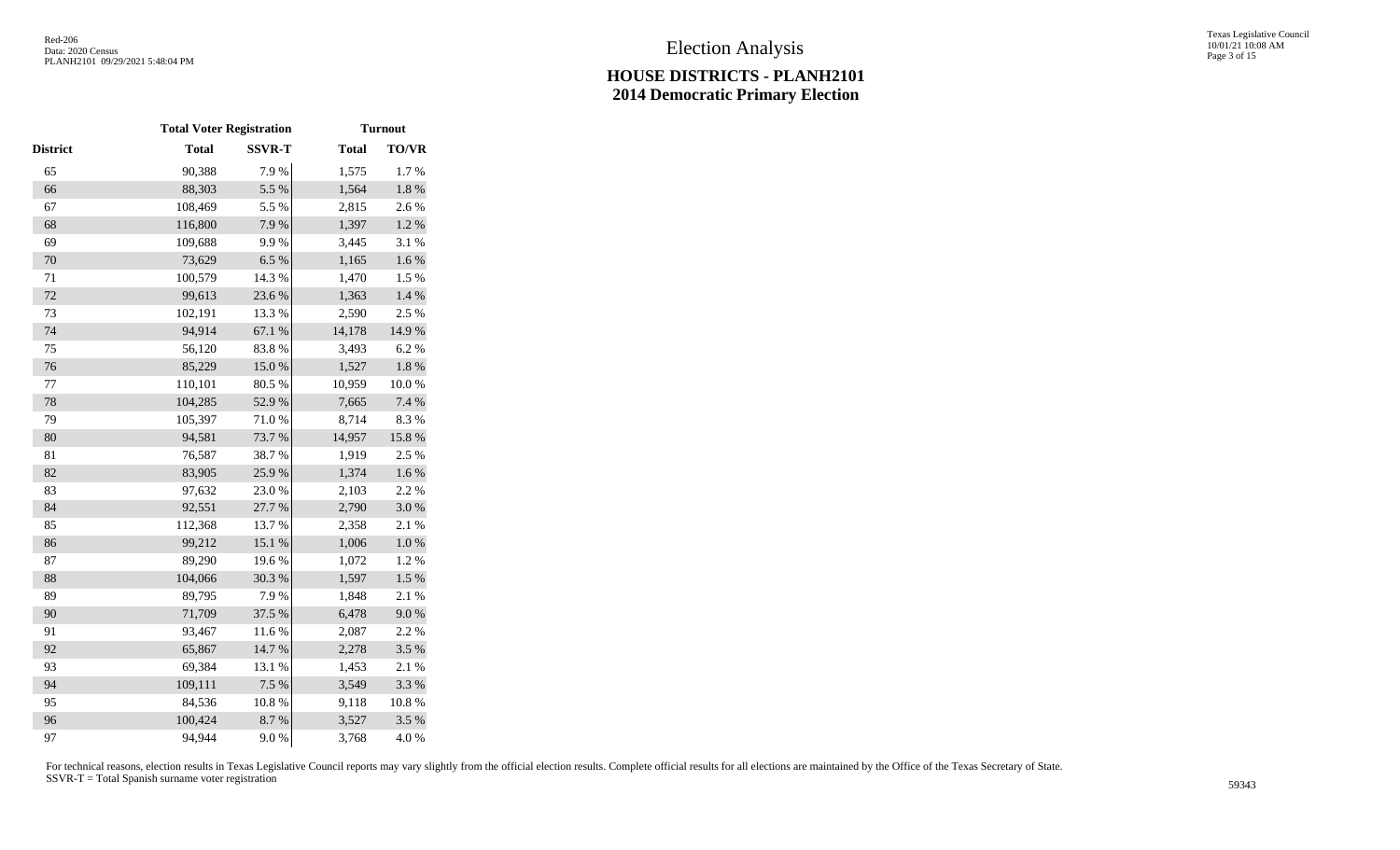# Election Analysis

## HOUSE DISTRICTS - PLANH2101
## 2014 Democratic Primary Election

| | Total Voter Registration | | Turnout | |
|---|---|---|---|---|
| District | Total | SSVR-T | Total | TO/VR |
| 65 | 90,388 | 7.9 % | 1,575 | 1.7 % |
| 66 | 88,303 | 5.5 % | 1,564 | 1.8 % |
| 67 | 108,469 | 5.5 % | 2,815 | 2.6 % |
| 68 | 116,800 | 7.9 % | 1,397 | 1.2 % |
| 69 | 109,688 | 9.9 % | 3,445 | 3.1 % |
| 70 | 73,629 | 6.5 % | 1,165 | 1.6 % |
| 71 | 100,579 | 14.3 % | 1,470 | 1.5 % |
| 72 | 99,613 | 23.6 % | 1,363 | 1.4 % |
| 73 | 102,191 | 13.3 % | 2,590 | 2.5 % |
| 74 | 94,914 | 67.1 % | 14,178 | 14.9 % |
| 75 | 56,120 | 83.8 % | 3,493 | 6.2 % |
| 76 | 85,229 | 15.0 % | 1,527 | 1.8 % |
| 77 | 110,101 | 80.5 % | 10,959 | 10.0 % |
| 78 | 104,285 | 52.9 % | 7,665 | 7.4 % |
| 79 | 105,397 | 71.0 % | 8,714 | 8.3 % |
| 80 | 94,581 | 73.7 % | 14,957 | 15.8 % |
| 81 | 76,587 | 38.7 % | 1,919 | 2.5 % |
| 82 | 83,905 | 25.9 % | 1,374 | 1.6 % |
| 83 | 97,632 | 23.0 % | 2,103 | 2.2 % |
| 84 | 92,551 | 27.7 % | 2,790 | 3.0 % |
| 85 | 112,368 | 13.7 % | 2,358 | 2.1 % |
| 86 | 99,212 | 15.1 % | 1,006 | 1.0 % |
| 87 | 89,290 | 19.6 % | 1,072 | 1.2 % |
| 88 | 104,066 | 30.3 % | 1,597 | 1.5 % |
| 89 | 89,795 | 7.9 % | 1,848 | 2.1 % |
| 90 | 71,709 | 37.5 % | 6,478 | 9.0 % |
| 91 | 93,467 | 11.6 % | 2,087 | 2.2 % |
| 92 | 65,867 | 14.7 % | 2,278 | 3.5 % |
| 93 | 69,384 | 13.1 % | 1,453 | 2.1 % |
| 94 | 109,111 | 7.5 % | 3,549 | 3.3 % |
| 95 | 84,536 | 10.8 % | 9,118 | 10.8 % |
| 96 | 100,424 | 8.7 % | 3,527 | 3.5 % |
| 97 | 94,944 | 9.0 % | 3,768 | 4.0 % |

For technical reasons, election results in Texas Legislative Council reports may vary slightly from the official election results. Complete official results for all elections are maintained by the Office of the Texas Secretary of State.
SSVR-T = Total Spanish surname voter registration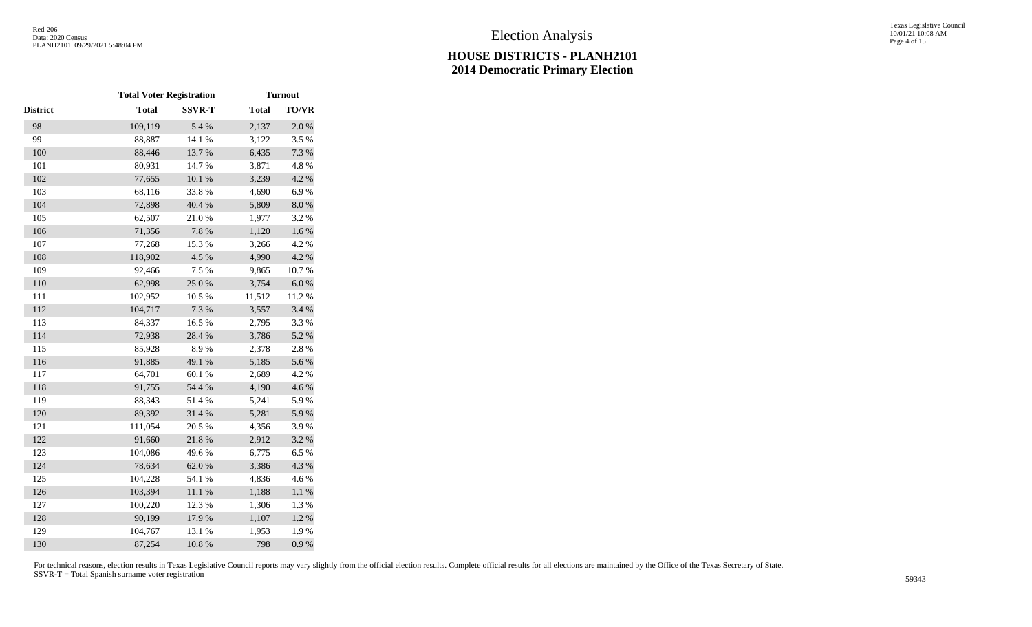# Election Analysis

## HOUSE DISTRICTS - PLANH2101
## 2014 Democratic Primary Election

| | Total Voter Registration | | Turnout | |
|---|---|---|---|---|
| District | Total | SSVR-T | Total | TO/VR |
| 98 | 109,119 | 5.4 % | 2,137 | 2.0 % |
| 99 | 88,887 | 14.1 % | 3,122 | 3.5 % |
| 100 | 88,446 | 13.7 % | 6,435 | 7.3 % |
| 101 | 80,931 | 14.7 % | 3,871 | 4.8 % |
| 102 | 77,655 | 10.1 % | 3,239 | 4.2 % |
| 103 | 68,116 | 33.8 % | 4,690 | 6.9 % |
| 104 | 72,898 | 40.4 % | 5,809 | 8.0 % |
| 105 | 62,507 | 21.0 % | 1,977 | 3.2 % |
| 106 | 71,356 | 7.8 % | 1,120 | 1.6 % |
| 107 | 77,268 | 15.3 % | 3,266 | 4.2 % |
| 108 | 118,902 | 4.5 % | 4,990 | 4.2 % |
| 109 | 92,466 | 7.5 % | 9,865 | 10.7 % |
| 110 | 62,998 | 25.0 % | 3,754 | 6.0 % |
| 111 | 102,952 | 10.5 % | 11,512 | 11.2 % |
| 112 | 104,717 | 7.3 % | 3,557 | 3.4 % |
| 113 | 84,337 | 16.5 % | 2,795 | 3.3 % |
| 114 | 72,938 | 28.4 % | 3,786 | 5.2 % |
| 115 | 85,928 | 8.9 % | 2,378 | 2.8 % |
| 116 | 91,885 | 49.1 % | 5,185 | 5.6 % |
| 117 | 64,701 | 60.1 % | 2,689 | 4.2 % |
| 118 | 91,755 | 54.4 % | 4,190 | 4.6 % |
| 119 | 88,343 | 51.4 % | 5,241 | 5.9 % |
| 120 | 89,392 | 31.4 % | 5,281 | 5.9 % |
| 121 | 111,054 | 20.5 % | 4,356 | 3.9 % |
| 122 | 91,660 | 21.8 % | 2,912 | 3.2 % |
| 123 | 104,086 | 49.6 % | 6,775 | 6.5 % |
| 124 | 78,634 | 62.0 % | 3,386 | 4.3 % |
| 125 | 104,228 | 54.1 % | 4,836 | 4.6 % |
| 126 | 103,394 | 11.1 % | 1,188 | 1.1 % |
| 127 | 100,220 | 12.3 % | 1,306 | 1.3 % |
| 128 | 90,199 | 17.9 % | 1,107 | 1.2 % |
| 129 | 104,767 | 13.1 % | 1,953 | 1.9 % |
| 130 | 87,254 | 10.8 % | 798 | 0.9 % |

For technical reasons, election results in Texas Legislative Council reports may vary slightly from the official election results. Complete official results for all elections are maintained by the Office of the Texas Secretary of State.
SSVR-T = Total Spanish surname voter registration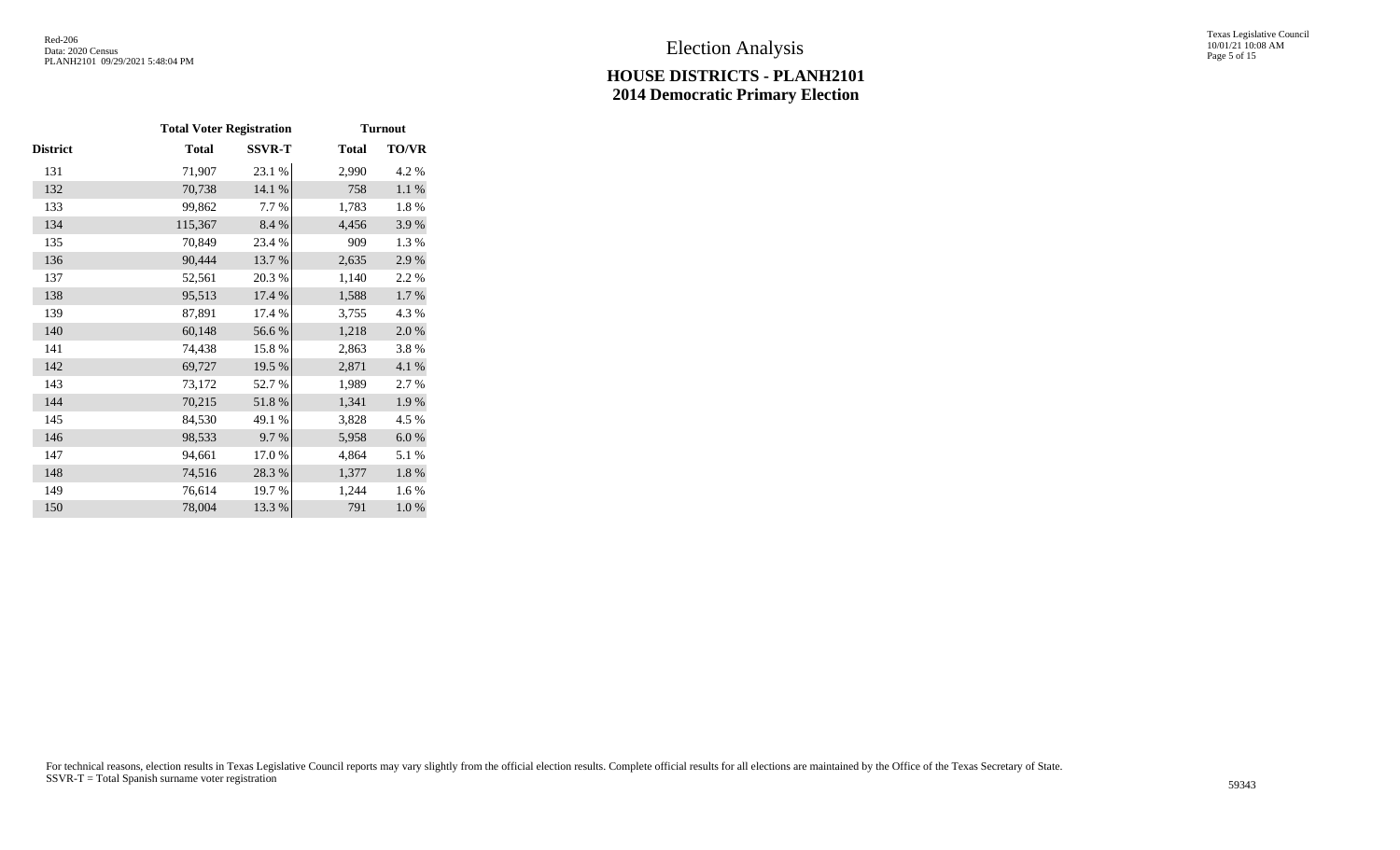# Election Analysis

## HOUSE DISTRICTS - PLANH2101
## 2014 Democratic Primary Election

| | Total Voter Registration | | Turnout | |
|---|---|---|---|---|
| **District** | **Total** | **SSVR-T** | **Total** | **TO/VR** |
| 131 | 71,907 | 23.1 % | 2,990 | 4.2 % |
| 132 | 70,738 | 14.1 % | 758 | 1.1 % |
| 133 | 99,862 | 7.7 % | 1,783 | 1.8 % |
| 134 | 115,367 | 8.4 % | 4,456 | 3.9 % |
| 135 | 70,849 | 23.4 % | 909 | 1.3 % |
| 136 | 90,444 | 13.7 % | 2,635 | 2.9 % |
| 137 | 52,561 | 20.3 % | 1,140 | 2.2 % |
| 138 | 95,513 | 17.4 % | 1,588 | 1.7 % |
| 139 | 87,891 | 17.4 % | 3,755 | 4.3 % |
| 140 | 60,148 | 56.6 % | 1,218 | 2.0 % |
| 141 | 74,438 | 15.8 % | 2,863 | 3.8 % |
| 142 | 69,727 | 19.5 % | 2,871 | 4.1 % |
| 143 | 73,172 | 52.7 % | 1,989 | 2.7 % |
| 144 | 70,215 | 51.8 % | 1,341 | 1.9 % |
| 145 | 84,530 | 49.1 % | 3,828 | 4.5 % |
| 146 | 98,533 | 9.7 % | 5,958 | 6.0 % |
| 147 | 94,661 | 17.0 % | 4,864 | 5.1 % |
| 148 | 74,516 | 28.3 % | 1,377 | 1.8 % |
| 149 | 76,614 | 19.7 % | 1,244 | 1.6 % |
| 150 | 78,004 | 13.3 % | 791 | 1.0 % |

For technical reasons, election results in Texas Legislative Council reports may vary slightly from the official election results. Complete official results for all elections are maintained by the Office of the Texas Secretary of State.
SSVR-T = Total Spanish surname voter registration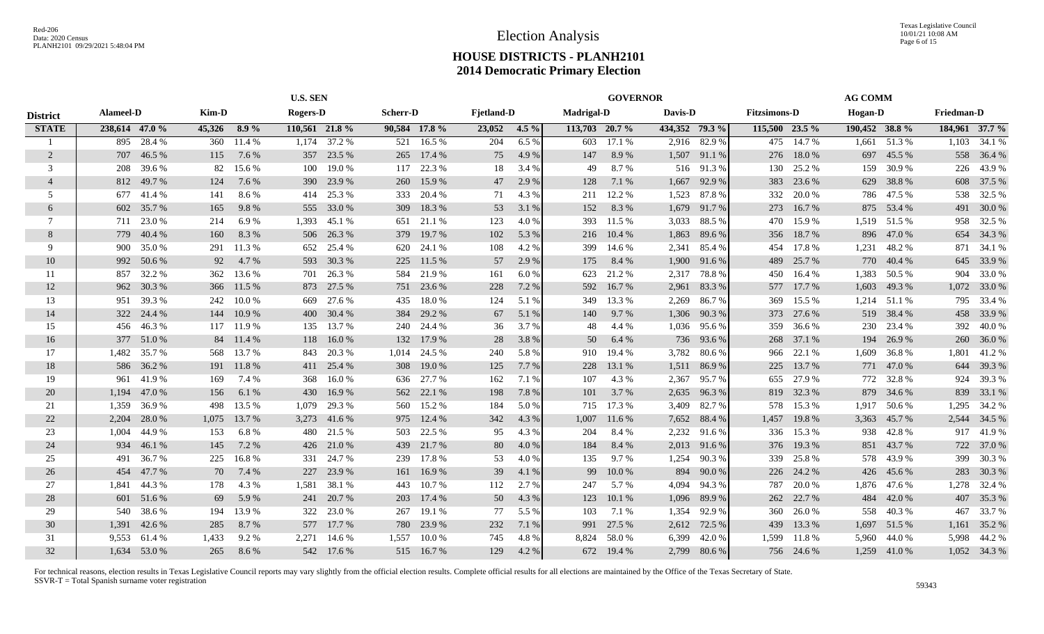# Election Analysis

## HOUSE DISTRICTS - PLANH2101

## 2014 Democratic Primary Election

| | U.S. SEN | | | | | | | | | | GOVERNOR | | | | AG COMM | | | | | |
|---|---|---|---|---|---|---|---|---|---|---|---|---|---|---|---|---|---|---|---|---|
| **District** | **Alameel-D** | | **Kim-D** | | **Rogers-D** | | **Scherr-D** | | **Fjetland-D** | | **Madrigal-D** | | **Davis-D** | | **Fitzsimons-D** | | **Hogan-D** | | **Friedman-D** | |
| **STATE** | **238,614** | **47.0 %** | **45,326** | **8.9 %** | **110,561** | **21.8 %** | **90,584** | **17.8 %** | **23,052** | **4.5 %** | **113,703** | **20.7 %** | **434,352** | **79.3 %** | **115,500** | **23.5 %** | **190,452** | **38.8 %** | **184,961** | **37.7 %** |
| 1 | 895 | 28.4 % | 360 | 11.4 % | 1,174 | 37.2 % | 521 | 16.5 % | 204 | 6.5 % | 603 | 17.1 % | 2,916 | 82.9 % | 475 | 14.7 % | 1,661 | 51.3 % | 1,103 | 34.1 % |
| 2 | 707 | 46.5 % | 115 | 7.6 % | 357 | 23.5 % | 265 | 17.4 % | 75 | 4.9 % | 147 | 8.9 % | 1,507 | 91.1 % | 276 | 18.0 % | 697 | 45.5 % | 558 | 36.4 % |
| 3 | 208 | 39.6 % | 82 | 15.6 % | 100 | 19.0 % | 117 | 22.3 % | 18 | 3.4 % | 49 | 8.7 % | 516 | 91.3 % | 130 | 25.2 % | 159 | 30.9 % | 226 | 43.9 % |
| 4 | 812 | 49.7 % | 124 | 7.6 % | 390 | 23.9 % | 260 | 15.9 % | 47 | 2.9 % | 128 | 7.1 % | 1,667 | 92.9 % | 383 | 23.6 % | 629 | 38.8 % | 608 | 37.5 % |
| 5 | 677 | 41.4 % | 141 | 8.6 % | 414 | 25.3 % | 333 | 20.4 % | 71 | 4.3 % | 211 | 12.2 % | 1,523 | 87.8 % | 332 | 20.0 % | 786 | 47.5 % | 538 | 32.5 % |
| 6 | 602 | 35.7 % | 165 | 9.8 % | 555 | 33.0 % | 309 | 18.3 % | 53 | 3.1 % | 152 | 8.3 % | 1,679 | 91.7 % | 273 | 16.7 % | 875 | 53.4 % | 491 | 30.0 % |
| 7 | 711 | 23.0 % | 214 | 6.9 % | 1,393 | 45.1 % | 651 | 21.1 % | 123 | 4.0 % | 393 | 11.5 % | 3,033 | 88.5 % | 470 | 15.9 % | 1,519 | 51.5 % | 958 | 32.5 % |
| 8 | 779 | 40.4 % | 160 | 8.3 % | 506 | 26.3 % | 379 | 19.7 % | 102 | 5.3 % | 216 | 10.4 % | 1,863 | 89.6 % | 356 | 18.7 % | 896 | 47.0 % | 654 | 34.3 % |
| 9 | 900 | 35.0 % | 291 | 11.3 % | 652 | 25.4 % | 620 | 24.1 % | 108 | 4.2 % | 399 | 14.6 % | 2,341 | 85.4 % | 454 | 17.8 % | 1,231 | 48.2 % | 871 | 34.1 % |
| 10 | 992 | 50.6 % | 92 | 4.7 % | 593 | 30.3 % | 225 | 11.5 % | 57 | 2.9 % | 175 | 8.4 % | 1,900 | 91.6 % | 489 | 25.7 % | 770 | 40.4 % | 645 | 33.9 % |
| 11 | 857 | 32.2 % | 362 | 13.6 % | 701 | 26.3 % | 584 | 21.9 % | 161 | 6.0 % | 623 | 21.2 % | 2,317 | 78.8 % | 450 | 16.4 % | 1,383 | 50.5 % | 904 | 33.0 % |
| 12 | 962 | 30.3 % | 366 | 11.5 % | 873 | 27.5 % | 751 | 23.6 % | 228 | 7.2 % | 592 | 16.7 % | 2,961 | 83.3 % | 577 | 17.7 % | 1,603 | 49.3 % | 1,072 | 33.0 % |
| 13 | 951 | 39.3 % | 242 | 10.0 % | 669 | 27.6 % | 435 | 18.0 % | 124 | 5.1 % | 349 | 13.3 % | 2,269 | 86.7 % | 369 | 15.5 % | 1,214 | 51.1 % | 795 | 33.4 % |
| 14 | 322 | 24.4 % | 144 | 10.9 % | 400 | 30.4 % | 384 | 29.2 % | 67 | 5.1 % | 140 | 9.7 % | 1,306 | 90.3 % | 373 | 27.6 % | 519 | 38.4 % | 458 | 33.9 % |
| 15 | 456 | 46.3 % | 117 | 11.9 % | 135 | 13.7 % | 240 | 24.4 % | 36 | 3.7 % | 48 | 4.4 % | 1,036 | 95.6 % | 359 | 36.6 % | 230 | 23.4 % | 392 | 40.0 % |
| 16 | 377 | 51.0 % | 84 | 11.4 % | 118 | 16.0 % | 132 | 17.9 % | 28 | 3.8 % | 50 | 6.4 % | 736 | 93.6 % | 268 | 37.1 % | 194 | 26.9 % | 260 | 36.0 % |
| 17 | 1,482 | 35.7 % | 568 | 13.7 % | 843 | 20.3 % | 1,014 | 24.5 % | 240 | 5.8 % | 910 | 19.4 % | 3,782 | 80.6 % | 966 | 22.1 % | 1,609 | 36.8 % | 1,801 | 41.2 % |
| 18 | 586 | 36.2 % | 191 | 11.8 % | 411 | 25.4 % | 308 | 19.0 % | 125 | 7.7 % | 228 | 13.1 % | 1,511 | 86.9 % | 225 | 13.7 % | 771 | 47.0 % | 644 | 39.3 % |
| 19 | 961 | 41.9 % | 169 | 7.4 % | 368 | 16.0 % | 636 | 27.7 % | 162 | 7.1 % | 107 | 4.3 % | 2,367 | 95.7 % | 655 | 27.9 % | 772 | 32.8 % | 924 | 39.3 % |
| 20 | 1,194 | 47.0 % | 156 | 6.1 % | 430 | 16.9 % | 562 | 22.1 % | 198 | 7.8 % | 101 | 3.7 % | 2,635 | 96.3 % | 819 | 32.3 % | 879 | 34.6 % | 839 | 33.1 % |
| 21 | 1,359 | 36.9 % | 498 | 13.5 % | 1,079 | 29.3 % | 560 | 15.2 % | 184 | 5.0 % | 715 | 17.3 % | 3,409 | 82.7 % | 578 | 15.3 % | 1,917 | 50.6 % | 1,295 | 34.2 % |
| 22 | 2,204 | 28.0 % | 1,075 | 13.7 % | 3,273 | 41.6 % | 975 | 12.4 % | 342 | 4.3 % | 1,007 | 11.6 % | 7,652 | 88.4 % | 1,457 | 19.8 % | 3,363 | 45.7 % | 2,544 | 34.5 % |
| 23 | 1,004 | 44.9 % | 153 | 6.8 % | 480 | 21.5 % | 503 | 22.5 % | 95 | 4.3 % | 204 | 8.4 % | 2,232 | 91.6 % | 336 | 15.3 % | 938 | 42.8 % | 917 | 41.9 % |
| 24 | 934 | 46.1 % | 145 | 7.2 % | 426 | 21.0 % | 439 | 21.7 % | 80 | 4.0 % | 184 | 8.4 % | 2,013 | 91.6 % | 376 | 19.3 % | 851 | 43.7 % | 722 | 37.0 % |
| 25 | 491 | 36.7 % | 225 | 16.8 % | 331 | 24.7 % | 239 | 17.8 % | 53 | 4.0 % | 135 | 9.7 % | 1,254 | 90.3 % | 339 | 25.8 % | 578 | 43.9 % | 399 | 30.3 % |
| 26 | 454 | 47.7 % | 70 | 7.4 % | 227 | 23.9 % | 161 | 16.9 % | 39 | 4.1 % | 99 | 10.0 % | 894 | 90.0 % | 226 | 24.2 % | 426 | 45.6 % | 283 | 30.3 % |
| 27 | 1,841 | 44.3 % | 178 | 4.3 % | 1,581 | 38.1 % | 443 | 10.7 % | 112 | 2.7 % | 247 | 5.7 % | 4,094 | 94.3 % | 787 | 20.0 % | 1,876 | 47.6 % | 1,278 | 32.4 % |
| 28 | 601 | 51.6 % | 69 | 5.9 % | 241 | 20.7 % | 203 | 17.4 % | 50 | 4.3 % | 123 | 10.1 % | 1,096 | 89.9 % | 262 | 22.7 % | 484 | 42.0 % | 407 | 35.3 % |
| 29 | 540 | 38.6 % | 194 | 13.9 % | 322 | 23.0 % | 267 | 19.1 % | 77 | 5.5 % | 103 | 7.1 % | 1,354 | 92.9 % | 360 | 26.0 % | 558 | 40.3 % | 467 | 33.7 % |
| 30 | 1,391 | 42.6 % | 285 | 8.7 % | 577 | 17.7 % | 780 | 23.9 % | 232 | 7.1 % | 991 | 27.5 % | 2,612 | 72.5 % | 439 | 13.3 % | 1,697 | 51.5 % | 1,161 | 35.2 % |
| 31 | 9,553 | 61.4 % | 1,433 | 9.2 % | 2,271 | 14.6 % | 1,557 | 10.0 % | 745 | 4.8 % | 8,824 | 58.0 % | 6,399 | 42.0 % | 1,599 | 11.8 % | 5,960 | 44.0 % | 5,998 | 44.2 % |
| 32 | 1,634 | 53.0 % | 265 | 8.6 % | 542 | 17.6 % | 515 | 16.7 % | 129 | 4.2 % | 672 | 19.4 % | 2,799 | 80.6 % | 756 | 24.6 % | 1,259 | 41.0 % | 1,052 | 34.3 % |

For technical reasons, election results in Texas Legislative Council reports may vary slightly from the official election results. Complete official results for all elections are maintained by the Office of the Texas Secretary of State.
SSVR-T = Total Spanish surname voter registration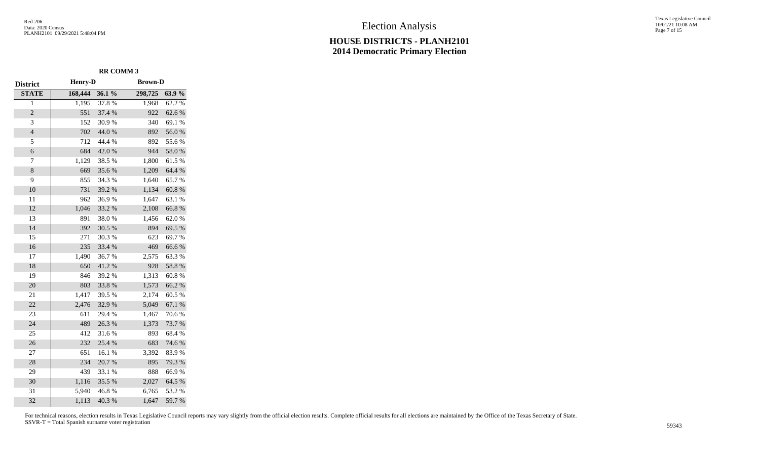# Election Analysis

## HOUSE DISTRICTS - PLANH2101
## 2014 Democratic Primary Election

| District | RR COMM 3 | | | |
|---|---|---|---|---|
| | Henry-D | | Brown-D | |
| **STATE** | **168,444** | **36.1 %** | **298,725** | **63.9 %** |
| 1 | 1,195 | 37.8 % | 1,968 | 62.2 % |
| 2 | 551 | 37.4 % | 922 | 62.6 % |
| 3 | 152 | 30.9 % | 340 | 69.1 % |
| 4 | 702 | 44.0 % | 892 | 56.0 % |
| 5 | 712 | 44.4 % | 892 | 55.6 % |
| 6 | 684 | 42.0 % | 944 | 58.0 % |
| 7 | 1,129 | 38.5 % | 1,800 | 61.5 % |
| 8 | 669 | 35.6 % | 1,209 | 64.4 % |
| 9 | 855 | 34.3 % | 1,640 | 65.7 % |
| 10 | 731 | 39.2 % | 1,134 | 60.8 % |
| 11 | 962 | 36.9 % | 1,647 | 63.1 % |
| 12 | 1,046 | 33.2 % | 2,108 | 66.8 % |
| 13 | 891 | 38.0 % | 1,456 | 62.0 % |
| 14 | 392 | 30.5 % | 894 | 69.5 % |
| 15 | 271 | 30.3 % | 623 | 69.7 % |
| 16 | 235 | 33.4 % | 469 | 66.6 % |
| 17 | 1,490 | 36.7 % | 2,575 | 63.3 % |
| 18 | 650 | 41.2 % | 928 | 58.8 % |
| 19 | 846 | 39.2 % | 1,313 | 60.8 % |
| 20 | 803 | 33.8 % | 1,573 | 66.2 % |
| 21 | 1,417 | 39.5 % | 2,174 | 60.5 % |
| 22 | 2,476 | 32.9 % | 5,049 | 67.1 % |
| 23 | 611 | 29.4 % | 1,467 | 70.6 % |
| 24 | 489 | 26.3 % | 1,373 | 73.7 % |
| 25 | 412 | 31.6 % | 893 | 68.4 % |
| 26 | 232 | 25.4 % | 683 | 74.6 % |
| 27 | 651 | 16.1 % | 3,392 | 83.9 % |
| 28 | 234 | 20.7 % | 895 | 79.3 % |
| 29 | 439 | 33.1 % | 888 | 66.9 % |
| 30 | 1,116 | 35.5 % | 2,027 | 64.5 % |
| 31 | 5,940 | 46.8 % | 6,765 | 53.2 % |
| 32 | 1,113 | 40.3 % | 1,647 | 59.7 % |

For technical reasons, election results in Texas Legislative Council reports may vary slightly from the official election results. Complete official results for all elections are maintained by the Office of the Texas Secretary of State.
SSVR-T = Total Spanish surname voter registration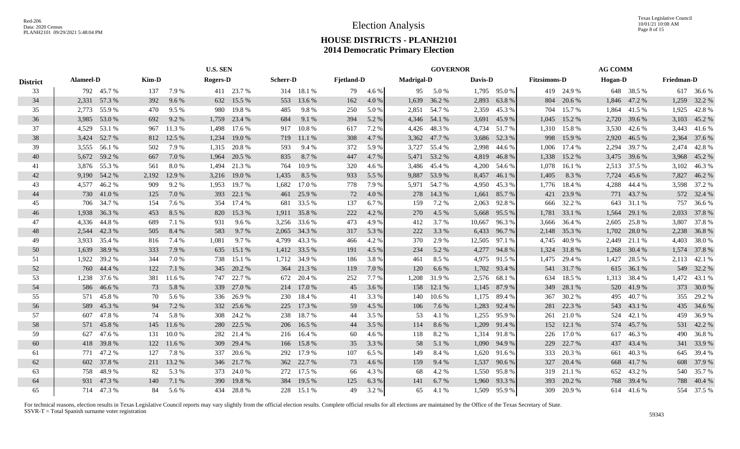# Election Analysis

## HOUSE DISTRICTS - PLANH2101
## 2014 Democratic Primary Election

| District | U.S. SEN | | | | | | | | | | GOVERNOR | | | | AG COMM | | | | | |
|---|---|---|---|---|---|---|---|---|---|---|---|---|---|---|---|---|---|---|---|---|
| | Alameel-D | | Kim-D | | Rogers-D | | Scherr-D | | Fjetland-D | | Madrigal-D | | Davis-D | | Fitzsimons-D | | Hogan-D | | Friedman-D | |
| 33 | 792 | 45.7 % | 137 | 7.9 % | 411 | 23.7 % | 314 | 18.1 % | 79 | 4.6 % | 95 | 5.0 % | 1,795 | 95.0 % | 419 | 24.9 % | 648 | 38.5 % | 617 | 36.6 % |
| 34 | 2,331 | 57.3 % | 392 | 9.6 % | 632 | 15.5 % | 553 | 13.6 % | 162 | 4.0 % | 1,639 | 36.2 % | 2,893 | 63.8 % | 804 | 20.6 % | 1,846 | 47.2 % | 1,259 | 32.2 % |
| 35 | 2,773 | 55.9 % | 470 | 9.5 % | 980 | 19.8 % | 485 | 9.8 % | 250 | 5.0 % | 2,851 | 54.7 % | 2,359 | 45.3 % | 704 | 15.7 % | 1,864 | 41.5 % | 1,925 | 42.8 % |
| 36 | 3,985 | 53.0 % | 692 | 9.2 % | 1,759 | 23.4 % | 684 | 9.1 % | 394 | 5.2 % | 4,346 | 54.1 % | 3,691 | 45.9 % | 1,045 | 15.2 % | 2,720 | 39.6 % | 3,103 | 45.2 % |
| 37 | 4,529 | 53.1 % | 967 | 11.3 % | 1,498 | 17.6 % | 917 | 10.8 % | 617 | 7.2 % | 4,426 | 48.3 % | 4,734 | 51.7 % | 1,310 | 15.8 % | 3,530 | 42.6 % | 3,443 | 41.6 % |
| 38 | 3,424 | 52.7 % | 812 | 12.5 % | 1,234 | 19.0 % | 719 | 11.1 % | 308 | 4.7 % | 3,362 | 47.7 % | 3,686 | 52.3 % | 998 | 15.9 % | 2,920 | 46.5 % | 2,364 | 37.6 % |
| 39 | 3,555 | 56.1 % | 502 | 7.9 % | 1,315 | 20.8 % | 593 | 9.4 % | 372 | 5.9 % | 3,727 | 55.4 % | 2,998 | 44.6 % | 1,006 | 17.4 % | 2,294 | 39.7 % | 2,474 | 42.8 % |
| 40 | 5,672 | 59.2 % | 667 | 7.0 % | 1,964 | 20.5 % | 835 | 8.7 % | 447 | 4.7 % | 5,471 | 53.2 % | 4,819 | 46.8 % | 1,338 | 15.2 % | 3,475 | 39.6 % | 3,968 | 45.2 % |
| 41 | 3,876 | 55.3 % | 561 | 8.0 % | 1,494 | 21.3 % | 764 | 10.9 % | 320 | 4.6 % | 3,486 | 45.4 % | 4,200 | 54.6 % | 1,078 | 16.1 % | 2,513 | 37.5 % | 3,102 | 46.3 % |
| 42 | 9,190 | 54.2 % | 2,192 | 12.9 % | 3,216 | 19.0 % | 1,435 | 8.5 % | 933 | 5.5 % | 9,887 | 53.9 % | 8,457 | 46.1 % | 1,405 | 8.3 % | 7,724 | 45.6 % | 7,827 | 46.2 % |
| 43 | 4,577 | 46.2 % | 909 | 9.2 % | 1,953 | 19.7 % | 1,682 | 17.0 % | 778 | 7.9 % | 5,971 | 54.7 % | 4,950 | 45.3 % | 1,776 | 18.4 % | 4,288 | 44.4 % | 3,598 | 37.2 % |
| 44 | 730 | 41.0 % | 125 | 7.0 % | 393 | 22.1 % | 461 | 25.9 % | 72 | 4.0 % | 278 | 14.3 % | 1,661 | 85.7 % | 421 | 23.9 % | 771 | 43.7 % | 572 | 32.4 % |
| 45 | 706 | 34.7 % | 154 | 7.6 % | 354 | 17.4 % | 681 | 33.5 % | 137 | 6.7 % | 159 | 7.2 % | 2,063 | 92.8 % | 666 | 32.2 % | 643 | 31.1 % | 757 | 36.6 % |
| 46 | 1,938 | 36.3 % | 453 | 8.5 % | 820 | 15.3 % | 1,911 | 35.8 % | 222 | 4.2 % | 270 | 4.5 % | 5,668 | 95.5 % | 1,781 | 33.1 % | 1,564 | 29.1 % | 2,033 | 37.8 % |
| 47 | 4,336 | 44.8 % | 689 | 7.1 % | 931 | 9.6 % | 3,256 | 33.6 % | 473 | 4.9 % | 412 | 3.7 % | 10,667 | 96.3 % | 3,666 | 36.4 % | 2,605 | 25.8 % | 3,807 | 37.8 % |
| 48 | 2,544 | 42.3 % | 505 | 8.4 % | 583 | 9.7 % | 2,065 | 34.3 % | 317 | 5.3 % | 222 | 3.3 % | 6,433 | 96.7 % | 2,148 | 35.3 % | 1,702 | 28.0 % | 2,238 | 36.8 % |
| 49 | 3,933 | 35.4 % | 816 | 7.4 % | 1,081 | 9.7 % | 4,799 | 43.3 % | 466 | 4.2 % | 370 | 2.9 % | 12,505 | 97.1 % | 4,745 | 40.9 % | 2,449 | 21.1 % | 4,403 | 38.0 % |
| 50 | 1,639 | 38.9 % | 333 | 7.9 % | 635 | 15.1 % | 1,412 | 33.5 % | 191 | 4.5 % | 234 | 5.2 % | 4,277 | 94.8 % | 1,324 | 31.8 % | 1,268 | 30.4 % | 1,574 | 37.8 % |
| 51 | 1,922 | 39.2 % | 344 | 7.0 % | 738 | 15.1 % | 1,712 | 34.9 % | 186 | 3.8 % | 461 | 8.5 % | 4,975 | 91.5 % | 1,475 | 29.4 % | 1,427 | 28.5 % | 2,113 | 42.1 % |
| 52 | 760 | 44.4 % | 122 | 7.1 % | 345 | 20.2 % | 364 | 21.3 % | 119 | 7.0 % | 120 | 6.6 % | 1,702 | 93.4 % | 541 | 31.7 % | 615 | 36.1 % | 549 | 32.2 % |
| 53 | 1,238 | 37.6 % | 381 | 11.6 % | 747 | 22.7 % | 672 | 20.4 % | 252 | 7.7 % | 1,208 | 31.9 % | 2,576 | 68.1 % | 634 | 18.5 % | 1,313 | 38.4 % | 1,472 | 43.1 % |
| 54 | 586 | 46.6 % | 73 | 5.8 % | 339 | 27.0 % | 214 | 17.0 % | 45 | 3.6 % | 158 | 12.1 % | 1,145 | 87.9 % | 349 | 28.1 % | 520 | 41.9 % | 373 | 30.0 % |
| 55 | 571 | 45.8 % | 70 | 5.6 % | 336 | 26.9 % | 230 | 18.4 % | 41 | 3.3 % | 140 | 10.6 % | 1,175 | 89.4 % | 367 | 30.2 % | 495 | 40.7 % | 355 | 29.2 % |
| 56 | 589 | 45.3 % | 94 | 7.2 % | 332 | 25.6 % | 225 | 17.3 % | 59 | 4.5 % | 106 | 7.6 % | 1,283 | 92.4 % | 281 | 22.3 % | 543 | 43.1 % | 435 | 34.6 % |
| 57 | 607 | 47.8 % | 74 | 5.8 % | 308 | 24.2 % | 238 | 18.7 % | 44 | 3.5 % | 53 | 4.1 % | 1,255 | 95.9 % | 261 | 21.0 % | 524 | 42.1 % | 459 | 36.9 % |
| 58 | 571 | 45.8 % | 145 | 11.6 % | 280 | 22.5 % | 206 | 16.5 % | 44 | 3.5 % | 114 | 8.6 % | 1,209 | 91.4 % | 152 | 12.1 % | 574 | 45.7 % | 531 | 42.2 % |
| 59 | 627 | 47.6 % | 131 | 10.0 % | 282 | 21.4 % | 216 | 16.4 % | 60 | 4.6 % | 118 | 8.2 % | 1,314 | 91.8 % | 226 | 17.0 % | 617 | 46.3 % | 490 | 36.8 % |
| 60 | 418 | 39.8 % | 122 | 11.6 % | 309 | 29.4 % | 166 | 15.8 % | 35 | 3.3 % | 58 | 5.1 % | 1,090 | 94.9 % | 229 | 22.7 % | 437 | 43.4 % | 341 | 33.9 % |
| 61 | 771 | 47.2 % | 127 | 7.8 % | 337 | 20.6 % | 292 | 17.9 % | 107 | 6.5 % | 149 | 8.4 % | 1,620 | 91.6 % | 333 | 20.3 % | 661 | 40.3 % | 645 | 39.4 % |
| 62 | 602 | 37.8 % | 211 | 13.2 % | 346 | 21.7 % | 362 | 22.7 % | 73 | 4.6 % | 159 | 9.4 % | 1,537 | 90.6 % | 327 | 20.4 % | 668 | 41.7 % | 608 | 37.9 % |
| 63 | 758 | 48.9 % | 82 | 5.3 % | 373 | 24.0 % | 272 | 17.5 % | 66 | 4.3 % | 68 | 4.2 % | 1,550 | 95.8 % | 319 | 21.1 % | 652 | 43.2 % | 540 | 35.7 % |
| 64 | 931 | 47.3 % | 140 | 7.1 % | 390 | 19.8 % | 384 | 19.5 % | 125 | 6.3 % | 141 | 6.7 % | 1,960 | 93.3 % | 393 | 20.2 % | 768 | 39.4 % | 788 | 40.4 % |
| 65 | 714 | 47.3 % | 84 | 5.6 % | 434 | 28.8 % | 228 | 15.1 % | 49 | 3.2 % | 65 | 4.1 % | 1,509 | 95.9 % | 309 | 20.9 % | 614 | 41.6 % | 554 | 37.5 % |

For technical reasons, election results in Texas Legislative Council reports may vary slightly from the official election results. Complete official results for all elections are maintained by the Office of the Texas Secretary of State.
SSVR-T = Total Spanish surname voter registration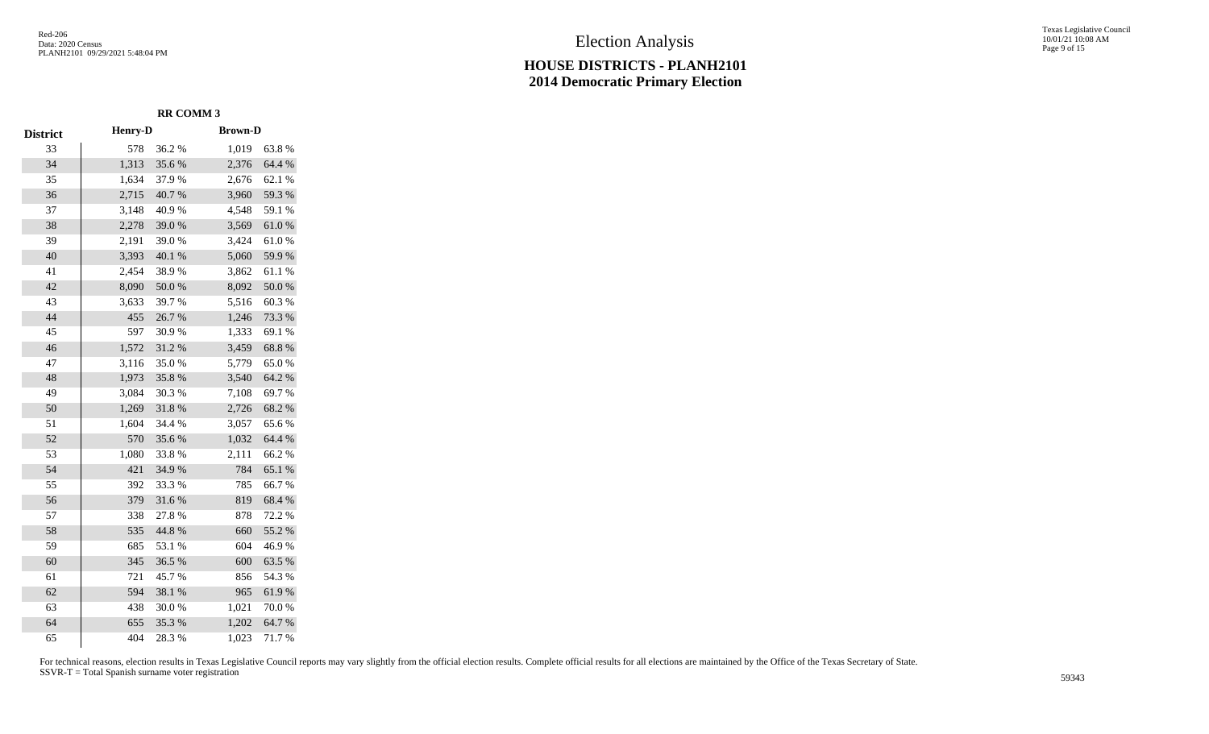# Election Analysis

## HOUSE DISTRICTS - PLANH2101
## 2014 Democratic Primary Election

| | RR COMM 3 | | | |
|---|---|---|---|---|
| District | Henry-D | | Brown-D | |
| 33 | 578 | 36.2 % | 1,019 | 63.8 % |
| 34 | 1,313 | 35.6 % | 2,376 | 64.4 % |
| 35 | 1,634 | 37.9 % | 2,676 | 62.1 % |
| 36 | 2,715 | 40.7 % | 3,960 | 59.3 % |
| 37 | 3,148 | 40.9 % | 4,548 | 59.1 % |
| 38 | 2,278 | 39.0 % | 3,569 | 61.0 % |
| 39 | 2,191 | 39.0 % | 3,424 | 61.0 % |
| 40 | 3,393 | 40.1 % | 5,060 | 59.9 % |
| 41 | 2,454 | 38.9 % | 3,862 | 61.1 % |
| 42 | 8,090 | 50.0 % | 8,092 | 50.0 % |
| 43 | 3,633 | 39.7 % | 5,516 | 60.3 % |
| 44 | 455 | 26.7 % | 1,246 | 73.3 % |
| 45 | 597 | 30.9 % | 1,333 | 69.1 % |
| 46 | 1,572 | 31.2 % | 3,459 | 68.8 % |
| 47 | 3,116 | 35.0 % | 5,779 | 65.0 % |
| 48 | 1,973 | 35.8 % | 3,540 | 64.2 % |
| 49 | 3,084 | 30.3 % | 7,108 | 69.7 % |
| 50 | 1,269 | 31.8 % | 2,726 | 68.2 % |
| 51 | 1,604 | 34.4 % | 3,057 | 65.6 % |
| 52 | 570 | 35.6 % | 1,032 | 64.4 % |
| 53 | 1,080 | 33.8 % | 2,111 | 66.2 % |
| 54 | 421 | 34.9 % | 784 | 65.1 % |
| 55 | 392 | 33.3 % | 785 | 66.7 % |
| 56 | 379 | 31.6 % | 819 | 68.4 % |
| 57 | 338 | 27.8 % | 878 | 72.2 % |
| 58 | 535 | 44.8 % | 660 | 55.2 % |
| 59 | 685 | 53.1 % | 604 | 46.9 % |
| 60 | 345 | 36.5 % | 600 | 63.5 % |
| 61 | 721 | 45.7 % | 856 | 54.3 % |
| 62 | 594 | 38.1 % | 965 | 61.9 % |
| 63 | 438 | 30.0 % | 1,021 | 70.0 % |
| 64 | 655 | 35.3 % | 1,202 | 64.7 % |
| 65 | 404 | 28.3 % | 1,023 | 71.7 % |

For technical reasons, election results in Texas Legislative Council reports may vary slightly from the official election results. Complete official results for all elections are maintained by the Office of the Texas Secretary of State.
SSVR-T = Total Spanish surname voter registration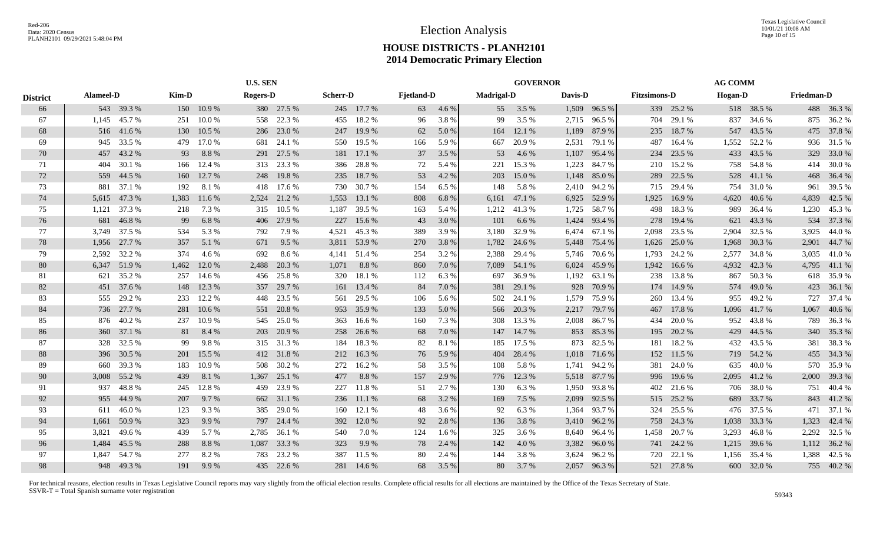Election Analysis

# HOUSE DISTRICTS - PLANH2101
## 2014 Democratic Primary Election

| | U.S. SEN | | | | | | | | | | GOVERNOR | | | | AG COMM | | | | | |
|---|---|---|---|---|---|---|---|---|---|---|---|---|---|---|---|---|---|---|---|---|
| District | Alameel-D | | Kim-D | | Rogers-D | | Scherr-D | | Fjetland-D | | Madrigal-D | | Davis-D | | Fitzsimons-D | | Hogan-D | | Friedman-D | |
| 66 | 543 | 39.3 % | 150 | 10.9 % | 380 | 27.5 % | 245 | 17.7 % | 63 | 4.6 % | 55 | 3.5 % | 1,509 | 96.5 % | 339 | 25.2 % | 518 | 38.5 % | 488 | 36.3 % |
| 67 | 1,145 | 45.7 % | 251 | 10.0 % | 558 | 22.3 % | 455 | 18.2 % | 96 | 3.8 % | 99 | 3.5 % | 2,715 | 96.5 % | 704 | 29.1 % | 837 | 34.6 % | 875 | 36.2 % |
| 68 | 516 | 41.6 % | 130 | 10.5 % | 286 | 23.0 % | 247 | 19.9 % | 62 | 5.0 % | 164 | 12.1 % | 1,189 | 87.9 % | 235 | 18.7 % | 547 | 43.5 % | 475 | 37.8 % |
| 69 | 945 | 33.5 % | 479 | 17.0 % | 681 | 24.1 % | 550 | 19.5 % | 166 | 5.9 % | 667 | 20.9 % | 2,531 | 79.1 % | 487 | 16.4 % | 1,552 | 52.2 % | 936 | 31.5 % |
| 70 | 457 | 43.2 % | 93 | 8.8 % | 291 | 27.5 % | 181 | 17.1 % | 37 | 3.5 % | 53 | 4.6 % | 1,107 | 95.4 % | 234 | 23.5 % | 433 | 43.5 % | 329 | 33.0 % |
| 71 | 404 | 30.1 % | 166 | 12.4 % | 313 | 23.3 % | 386 | 28.8 % | 72 | 5.4 % | 221 | 15.3 % | 1,223 | 84.7 % | 210 | 15.2 % | 758 | 54.8 % | 414 | 30.0 % |
| 72 | 559 | 44.5 % | 160 | 12.7 % | 248 | 19.8 % | 235 | 18.7 % | 53 | 4.2 % | 203 | 15.0 % | 1,148 | 85.0 % | 289 | 22.5 % | 528 | 41.1 % | 468 | 36.4 % |
| 73 | 881 | 37.1 % | 192 | 8.1 % | 418 | 17.6 % | 730 | 30.7 % | 154 | 6.5 % | 148 | 5.8 % | 2,410 | 94.2 % | 715 | 29.4 % | 754 | 31.0 % | 961 | 39.5 % |
| 74 | 5,615 | 47.3 % | 1,383 | 11.6 % | 2,524 | 21.2 % | 1,553 | 13.1 % | 808 | 6.8 % | 6,161 | 47.1 % | 6,925 | 52.9 % | 1,925 | 16.9 % | 4,620 | 40.6 % | 4,839 | 42.5 % |
| 75 | 1,121 | 37.3 % | 218 | 7.3 % | 315 | 10.5 % | 1,187 | 39.5 % | 163 | 5.4 % | 1,212 | 41.3 % | 1,725 | 58.7 % | 498 | 18.3 % | 989 | 36.4 % | 1,230 | 45.3 % |
| 76 | 681 | 46.8 % | 99 | 6.8 % | 406 | 27.9 % | 227 | 15.6 % | 43 | 3.0 % | 101 | 6.6 % | 1,424 | 93.4 % | 278 | 19.4 % | 621 | 43.3 % | 534 | 37.3 % |
| 77 | 3,749 | 37.5 % | 534 | 5.3 % | 792 | 7.9 % | 4,521 | 45.3 % | 389 | 3.9 % | 3,180 | 32.9 % | 6,474 | 67.1 % | 2,098 | 23.5 % | 2,904 | 32.5 % | 3,925 | 44.0 % |
| 78 | 1,956 | 27.7 % | 357 | 5.1 % | 671 | 9.5 % | 3,811 | 53.9 % | 270 | 3.8 % | 1,782 | 24.6 % | 5,448 | 75.4 % | 1,626 | 25.0 % | 1,968 | 30.3 % | 2,901 | 44.7 % |
| 79 | 2,592 | 32.2 % | 374 | 4.6 % | 692 | 8.6 % | 4,141 | 51.4 % | 254 | 3.2 % | 2,388 | 29.4 % | 5,746 | 70.6 % | 1,793 | 24.2 % | 2,577 | 34.8 % | 3,035 | 41.0 % |
| 80 | 6,347 | 51.9 % | 1,462 | 12.0 % | 2,488 | 20.3 % | 1,071 | 8.8 % | 860 | 7.0 % | 7,089 | 54.1 % | 6,024 | 45.9 % | 1,942 | 16.6 % | 4,932 | 42.3 % | 4,795 | 41.1 % |
| 81 | 621 | 35.2 % | 257 | 14.6 % | 456 | 25.8 % | 320 | 18.1 % | 112 | 6.3 % | 697 | 36.9 % | 1,192 | 63.1 % | 238 | 13.8 % | 867 | 50.3 % | 618 | 35.9 % |
| 82 | 451 | 37.6 % | 148 | 12.3 % | 357 | 29.7 % | 161 | 13.4 % | 84 | 7.0 % | 381 | 29.1 % | 928 | 70.9 % | 174 | 14.9 % | 574 | 49.0 % | 423 | 36.1 % |
| 83 | 555 | 29.2 % | 233 | 12.2 % | 448 | 23.5 % | 561 | 29.5 % | 106 | 5.6 % | 502 | 24.1 % | 1,579 | 75.9 % | 260 | 13.4 % | 955 | 49.2 % | 727 | 37.4 % |
| 84 | 736 | 27.7 % | 281 | 10.6 % | 551 | 20.8 % | 953 | 35.9 % | 133 | 5.0 % | 566 | 20.3 % | 2,217 | 79.7 % | 467 | 17.8 % | 1,096 | 41.7 % | 1,067 | 40.6 % |
| 85 | 876 | 40.2 % | 237 | 10.9 % | 545 | 25.0 % | 363 | 16.6 % | 160 | 7.3 % | 308 | 13.3 % | 2,008 | 86.7 % | 434 | 20.0 % | 952 | 43.8 % | 789 | 36.3 % |
| 86 | 360 | 37.1 % | 81 | 8.4 % | 203 | 20.9 % | 258 | 26.6 % | 68 | 7.0 % | 147 | 14.7 % | 853 | 85.3 % | 195 | 20.2 % | 429 | 44.5 % | 340 | 35.3 % |
| 87 | 328 | 32.5 % | 99 | 9.8 % | 315 | 31.3 % | 184 | 18.3 % | 82 | 8.1 % | 185 | 17.5 % | 873 | 82.5 % | 181 | 18.2 % | 432 | 43.5 % | 381 | 38.3 % |
| 88 | 396 | 30.5 % | 201 | 15.5 % | 412 | 31.8 % | 212 | 16.3 % | 76 | 5.9 % | 404 | 28.4 % | 1,018 | 71.6 % | 152 | 11.5 % | 719 | 54.2 % | 455 | 34.3 % |
| 89 | 660 | 39.3 % | 183 | 10.9 % | 508 | 30.2 % | 272 | 16.2 % | 58 | 3.5 % | 108 | 5.8 % | 1,741 | 94.2 % | 381 | 24.0 % | 635 | 40.0 % | 570 | 35.9 % |
| 90 | 3,008 | 55.2 % | 439 | 8.1 % | 1,367 | 25.1 % | 477 | 8.8 % | 157 | 2.9 % | 776 | 12.3 % | 5,518 | 87.7 % | 996 | 19.6 % | 2,095 | 41.2 % | 2,000 | 39.3 % |
| 91 | 937 | 48.8 % | 245 | 12.8 % | 459 | 23.9 % | 227 | 11.8 % | 51 | 2.7 % | 130 | 6.3 % | 1,950 | 93.8 % | 402 | 21.6 % | 706 | 38.0 % | 751 | 40.4 % |
| 92 | 955 | 44.9 % | 207 | 9.7 % | 662 | 31.1 % | 236 | 11.1 % | 68 | 3.2 % | 169 | 7.5 % | 2,099 | 92.5 % | 515 | 25.2 % | 689 | 33.7 % | 843 | 41.2 % |
| 93 | 611 | 46.0 % | 123 | 9.3 % | 385 | 29.0 % | 160 | 12.1 % | 48 | 3.6 % | 92 | 6.3 % | 1,364 | 93.7 % | 324 | 25.5 % | 476 | 37.5 % | 471 | 37.1 % |
| 94 | 1,661 | 50.9 % | 323 | 9.9 % | 797 | 24.4 % | 392 | 12.0 % | 92 | 2.8 % | 136 | 3.8 % | 3,410 | 96.2 % | 758 | 24.3 % | 1,038 | 33.3 % | 1,323 | 42.4 % |
| 95 | 3,821 | 49.6 % | 439 | 5.7 % | 2,785 | 36.1 % | 540 | 7.0 % | 124 | 1.6 % | 325 | 3.6 % | 8,640 | 96.4 % | 1,458 | 20.7 % | 3,293 | 46.8 % | 2,292 | 32.5 % |
| 96 | 1,484 | 45.5 % | 288 | 8.8 % | 1,087 | 33.3 % | 323 | 9.9 % | 78 | 2.4 % | 142 | 4.0 % | 3,382 | 96.0 % | 741 | 24.2 % | 1,215 | 39.6 % | 1,112 | 36.2 % |
| 97 | 1,847 | 54.7 % | 277 | 8.2 % | 783 | 23.2 % | 387 | 11.5 % | 80 | 2.4 % | 144 | 3.8 % | 3,624 | 96.2 % | 720 | 22.1 % | 1,156 | 35.4 % | 1,388 | 42.5 % |
| 98 | 948 | 49.3 % | 191 | 9.9 % | 435 | 22.6 % | 281 | 14.6 % | 68 | 3.5 % | 80 | 3.7 % | 2,057 | 96.3 % | 521 | 27.8 % | 600 | 32.0 % | 755 | 40.2 % |

For technical reasons, election results in Texas Legislative Council reports may vary slightly from the official election results. Complete official results for all elections are maintained by the Office of the Texas Secretary of State.
SSVR-T = Total Spanish surname voter registration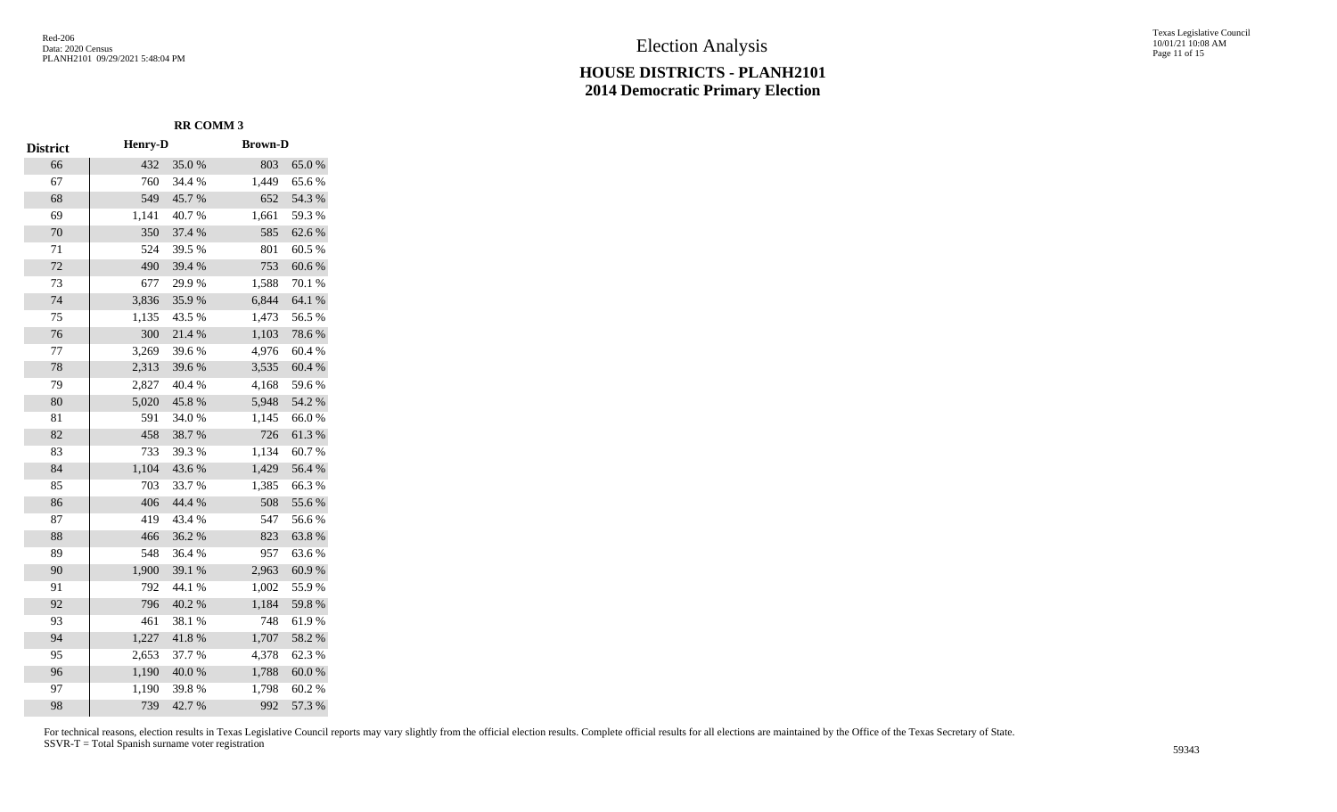# Election Analysis

## HOUSE DISTRICTS - PLANH2101
## 2014 Democratic Primary Election

| | RR COMM 3 | | | |
|---|---|---|---|---|
| District | Henry-D | | Brown-D | |
| 66 | 432 | 35.0 % | 803 | 65.0 % |
| 67 | 760 | 34.4 % | 1,449 | 65.6 % |
| 68 | 549 | 45.7 % | 652 | 54.3 % |
| 69 | 1,141 | 40.7 % | 1,661 | 59.3 % |
| 70 | 350 | 37.4 % | 585 | 62.6 % |
| 71 | 524 | 39.5 % | 801 | 60.5 % |
| 72 | 490 | 39.4 % | 753 | 60.6 % |
| 73 | 677 | 29.9 % | 1,588 | 70.1 % |
| 74 | 3,836 | 35.9 % | 6,844 | 64.1 % |
| 75 | 1,135 | 43.5 % | 1,473 | 56.5 % |
| 76 | 300 | 21.4 % | 1,103 | 78.6 % |
| 77 | 3,269 | 39.6 % | 4,976 | 60.4 % |
| 78 | 2,313 | 39.6 % | 3,535 | 60.4 % |
| 79 | 2,827 | 40.4 % | 4,168 | 59.6 % |
| 80 | 5,020 | 45.8 % | 5,948 | 54.2 % |
| 81 | 591 | 34.0 % | 1,145 | 66.0 % |
| 82 | 458 | 38.7 % | 726 | 61.3 % |
| 83 | 733 | 39.3 % | 1,134 | 60.7 % |
| 84 | 1,104 | 43.6 % | 1,429 | 56.4 % |
| 85 | 703 | 33.7 % | 1,385 | 66.3 % |
| 86 | 406 | 44.4 % | 508 | 55.6 % |
| 87 | 419 | 43.4 % | 547 | 56.6 % |
| 88 | 466 | 36.2 % | 823 | 63.8 % |
| 89 | 548 | 36.4 % | 957 | 63.6 % |
| 90 | 1,900 | 39.1 % | 2,963 | 60.9 % |
| 91 | 792 | 44.1 % | 1,002 | 55.9 % |
| 92 | 796 | 40.2 % | 1,184 | 59.8 % |
| 93 | 461 | 38.1 % | 748 | 61.9 % |
| 94 | 1,227 | 41.8 % | 1,707 | 58.2 % |
| 95 | 2,653 | 37.7 % | 4,378 | 62.3 % |
| 96 | 1,190 | 40.0 % | 1,788 | 60.0 % |
| 97 | 1,190 | 39.8 % | 1,798 | 60.2 % |
| 98 | 739 | 42.7 % | 992 | 57.3 % |

For technical reasons, election results in Texas Legislative Council reports may vary slightly from the official election results. Complete official results for all elections are maintained by the Office of the Texas Secretary of State.
SSVR-T = Total Spanish surname voter registration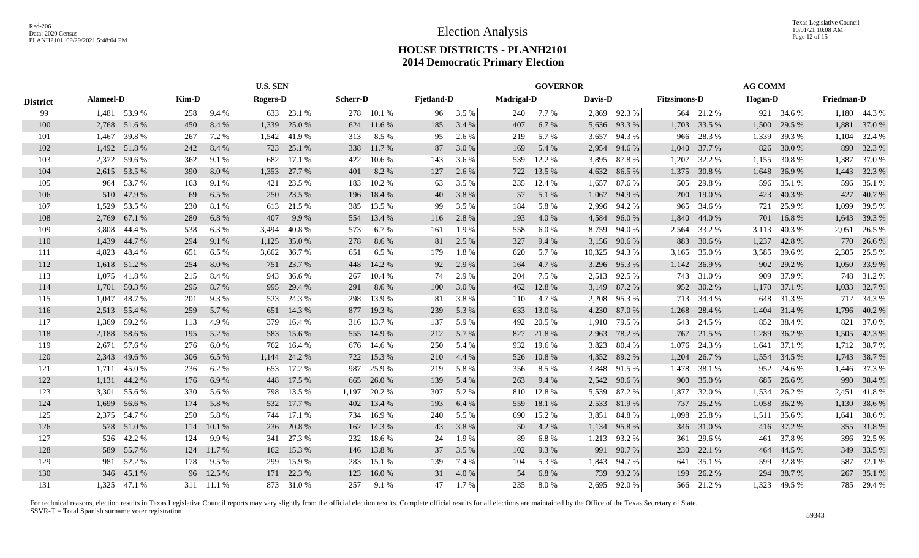# Election Analysis

## HOUSE DISTRICTS - PLANH2101
## 2014 Democratic Primary Election

| District | U.S. SEN | | | | | | | | | | GOVERNOR | | | | AG COMM | | | | | |
|---|---|---|---|---|---|---|---|---|---|---|---|---|---|---|---|---|---|---|---|---|
| | Alameel-D | | Kim-D | | Rogers-D | | Scherr-D | | Fjetland-D | | Madrigal-D | | Davis-D | | Fitzsimons-D | | Hogan-D | | Friedman-D | |
| 99 | 1,481 | 53.9 % | 258 | 9.4 % | 633 | 23.1 % | 278 | 10.1 % | 96 | 3.5 % | 240 | 7.7 % | 2,869 | 92.3 % | 564 | 21.2 % | 921 | 34.6 % | 1,180 | 44.3 % |
| 100 | 2,768 | 51.6 % | 450 | 8.4 % | 1,339 | 25.0 % | 624 | 11.6 % | 185 | 3.4 % | 407 | 6.7 % | 5,636 | 93.3 % | 1,703 | 33.5 % | 1,500 | 29.5 % | 1,881 | 37.0 % |
| 101 | 1,467 | 39.8 % | 267 | 7.2 % | 1,542 | 41.9 % | 313 | 8.5 % | 95 | 2.6 % | 219 | 5.7 % | 3,657 | 94.3 % | 966 | 28.3 % | 1,339 | 39.3 % | 1,104 | 32.4 % |
| 102 | 1,492 | 51.8 % | 242 | 8.4 % | 723 | 25.1 % | 338 | 11.7 % | 87 | 3.0 % | 169 | 5.4 % | 2,954 | 94.6 % | 1,040 | 37.7 % | 826 | 30.0 % | 890 | 32.3 % |
| 103 | 2,372 | 59.6 % | 362 | 9.1 % | 682 | 17.1 % | 422 | 10.6 % | 143 | 3.6 % | 539 | 12.2 % | 3,895 | 87.8 % | 1,207 | 32.2 % | 1,155 | 30.8 % | 1,387 | 37.0 % |
| 104 | 2,615 | 53.5 % | 390 | 8.0 % | 1,353 | 27.7 % | 401 | 8.2 % | 127 | 2.6 % | 722 | 13.5 % | 4,632 | 86.5 % | 1,375 | 30.8 % | 1,648 | 36.9 % | 1,443 | 32.3 % |
| 105 | 964 | 53.7 % | 163 | 9.1 % | 421 | 23.5 % | 183 | 10.2 % | 63 | 3.5 % | 235 | 12.4 % | 1,657 | 87.6 % | 505 | 29.8 % | 596 | 35.1 % | 596 | 35.1 % |
| 106 | 510 | 47.9 % | 69 | 6.5 % | 250 | 23.5 % | 196 | 18.4 % | 40 | 3.8 % | 57 | 5.1 % | 1,067 | 94.9 % | 200 | 19.0 % | 423 | 40.3 % | 427 | 40.7 % |
| 107 | 1,529 | 53.5 % | 230 | 8.1 % | 613 | 21.5 % | 385 | 13.5 % | 99 | 3.5 % | 184 | 5.8 % | 2,996 | 94.2 % | 965 | 34.6 % | 721 | 25.9 % | 1,099 | 39.5 % |
| 108 | 2,769 | 67.1 % | 280 | 6.8 % | 407 | 9.9 % | 554 | 13.4 % | 116 | 2.8 % | 193 | 4.0 % | 4,584 | 96.0 % | 1,840 | 44.0 % | 701 | 16.8 % | 1,643 | 39.3 % |
| 109 | 3,808 | 44.4 % | 538 | 6.3 % | 3,494 | 40.8 % | 573 | 6.7 % | 161 | 1.9 % | 558 | 6.0 % | 8,759 | 94.0 % | 2,564 | 33.2 % | 3,113 | 40.3 % | 2,051 | 26.5 % |
| 110 | 1,439 | 44.7 % | 294 | 9.1 % | 1,125 | 35.0 % | 278 | 8.6 % | 81 | 2.5 % | 327 | 9.4 % | 3,156 | 90.6 % | 883 | 30.6 % | 1,237 | 42.8 % | 770 | 26.6 % |
| 111 | 4,823 | 48.4 % | 651 | 6.5 % | 3,662 | 36.7 % | 651 | 6.5 % | 179 | 1.8 % | 620 | 5.7 % | 10,325 | 94.3 % | 3,165 | 35.0 % | 3,585 | 39.6 % | 2,305 | 25.5 % |
| 112 | 1,618 | 51.2 % | 254 | 8.0 % | 751 | 23.7 % | 448 | 14.2 % | 92 | 2.9 % | 164 | 4.7 % | 3,296 | 95.3 % | 1,142 | 36.9 % | 902 | 29.2 % | 1,050 | 33.9 % |
| 113 | 1,075 | 41.8 % | 215 | 8.4 % | 943 | 36.6 % | 267 | 10.4 % | 74 | 2.9 % | 204 | 7.5 % | 2,513 | 92.5 % | 743 | 31.0 % | 909 | 37.9 % | 748 | 31.2 % |
| 114 | 1,701 | 50.3 % | 295 | 8.7 % | 995 | 29.4 % | 291 | 8.6 % | 100 | 3.0 % | 462 | 12.8 % | 3,149 | 87.2 % | 952 | 30.2 % | 1,170 | 37.1 % | 1,033 | 32.7 % |
| 115 | 1,047 | 48.7 % | 201 | 9.3 % | 523 | 24.3 % | 298 | 13.9 % | 81 | 3.8 % | 110 | 4.7 % | 2,208 | 95.3 % | 713 | 34.4 % | 648 | 31.3 % | 712 | 34.3 % |
| 116 | 2,513 | 55.4 % | 259 | 5.7 % | 651 | 14.3 % | 877 | 19.3 % | 239 | 5.3 % | 633 | 13.0 % | 4,230 | 87.0 % | 1,268 | 28.4 % | 1,404 | 31.4 % | 1,796 | 40.2 % |
| 117 | 1,369 | 59.2 % | 113 | 4.9 % | 379 | 16.4 % | 316 | 13.7 % | 137 | 5.9 % | 492 | 20.5 % | 1,910 | 79.5 % | 543 | 24.5 % | 852 | 38.4 % | 821 | 37.0 % |
| 118 | 2,188 | 58.6 % | 195 | 5.2 % | 583 | 15.6 % | 555 | 14.9 % | 212 | 5.7 % | 827 | 21.8 % | 2,963 | 78.2 % | 767 | 21.5 % | 1,289 | 36.2 % | 1,505 | 42.3 % |
| 119 | 2,671 | 57.6 % | 276 | 6.0 % | 762 | 16.4 % | 676 | 14.6 % | 250 | 5.4 % | 932 | 19.6 % | 3,823 | 80.4 % | 1,076 | 24.3 % | 1,641 | 37.1 % | 1,712 | 38.7 % |
| 120 | 2,343 | 49.6 % | 306 | 6.5 % | 1,144 | 24.2 % | 722 | 15.3 % | 210 | 4.4 % | 526 | 10.8 % | 4,352 | 89.2 % | 1,204 | 26.7 % | 1,554 | 34.5 % | 1,743 | 38.7 % |
| 121 | 1,711 | 45.0 % | 236 | 6.2 % | 653 | 17.2 % | 987 | 25.9 % | 219 | 5.8 % | 356 | 8.5 % | 3,848 | 91.5 % | 1,478 | 38.1 % | 952 | 24.6 % | 1,446 | 37.3 % |
| 122 | 1,131 | 44.2 % | 176 | 6.9 % | 448 | 17.5 % | 665 | 26.0 % | 139 | 5.4 % | 263 | 9.4 % | 2,542 | 90.6 % | 900 | 35.0 % | 685 | 26.6 % | 990 | 38.4 % |
| 123 | 3,301 | 55.6 % | 330 | 5.6 % | 798 | 13.5 % | 1,197 | 20.2 % | 307 | 5.2 % | 810 | 12.8 % | 5,539 | 87.2 % | 1,877 | 32.0 % | 1,534 | 26.2 % | 2,451 | 41.8 % |
| 124 | 1,699 | 56.6 % | 174 | 5.8 % | 532 | 17.7 % | 402 | 13.4 % | 193 | 6.4 % | 559 | 18.1 % | 2,533 | 81.9 % | 737 | 25.2 % | 1,058 | 36.2 % | 1,130 | 38.6 % |
| 125 | 2,375 | 54.7 % | 250 | 5.8 % | 744 | 17.1 % | 734 | 16.9 % | 240 | 5.5 % | 690 | 15.2 % | 3,851 | 84.8 % | 1,098 | 25.8 % | 1,511 | 35.6 % | 1,641 | 38.6 % |
| 126 | 578 | 51.0 % | 114 | 10.1 % | 236 | 20.8 % | 162 | 14.3 % | 43 | 3.8 % | 50 | 4.2 % | 1,134 | 95.8 % | 346 | 31.0 % | 416 | 37.2 % | 355 | 31.8 % |
| 127 | 526 | 42.2 % | 124 | 9.9 % | 341 | 27.3 % | 232 | 18.6 % | 24 | 1.9 % | 89 | 6.8 % | 1,213 | 93.2 % | 361 | 29.6 % | 461 | 37.8 % | 396 | 32.5 % |
| 128 | 589 | 55.7 % | 124 | 11.7 % | 162 | 15.3 % | 146 | 13.8 % | 37 | 3.5 % | 102 | 9.3 % | 991 | 90.7 % | 230 | 22.1 % | 464 | 44.5 % | 349 | 33.5 % |
| 129 | 981 | 52.2 % | 178 | 9.5 % | 299 | 15.9 % | 283 | 15.1 % | 139 | 7.4 % | 104 | 5.3 % | 1,843 | 94.7 % | 641 | 35.1 % | 599 | 32.8 % | 587 | 32.1 % |
| 130 | 346 | 45.1 % | 96 | 12.5 % | 171 | 22.3 % | 123 | 16.0 % | 31 | 4.0 % | 54 | 6.8 % | 739 | 93.2 % | 199 | 26.2 % | 294 | 38.7 % | 267 | 35.1 % |
| 131 | 1,325 | 47.1 % | 311 | 11.1 % | 873 | 31.0 % | 257 | 9.1 % | 47 | 1.7 % | 235 | 8.0 % | 2,695 | 92.0 % | 566 | 21.2 % | 1,323 | 49.5 % | 785 | 29.4 % |

For technical reasons, election results in Texas Legislative Council reports may vary slightly from the official election results. Complete official results for all elections are maintained by the Office of the Texas Secretary of State.
SSVR-T = Total Spanish surname voter registration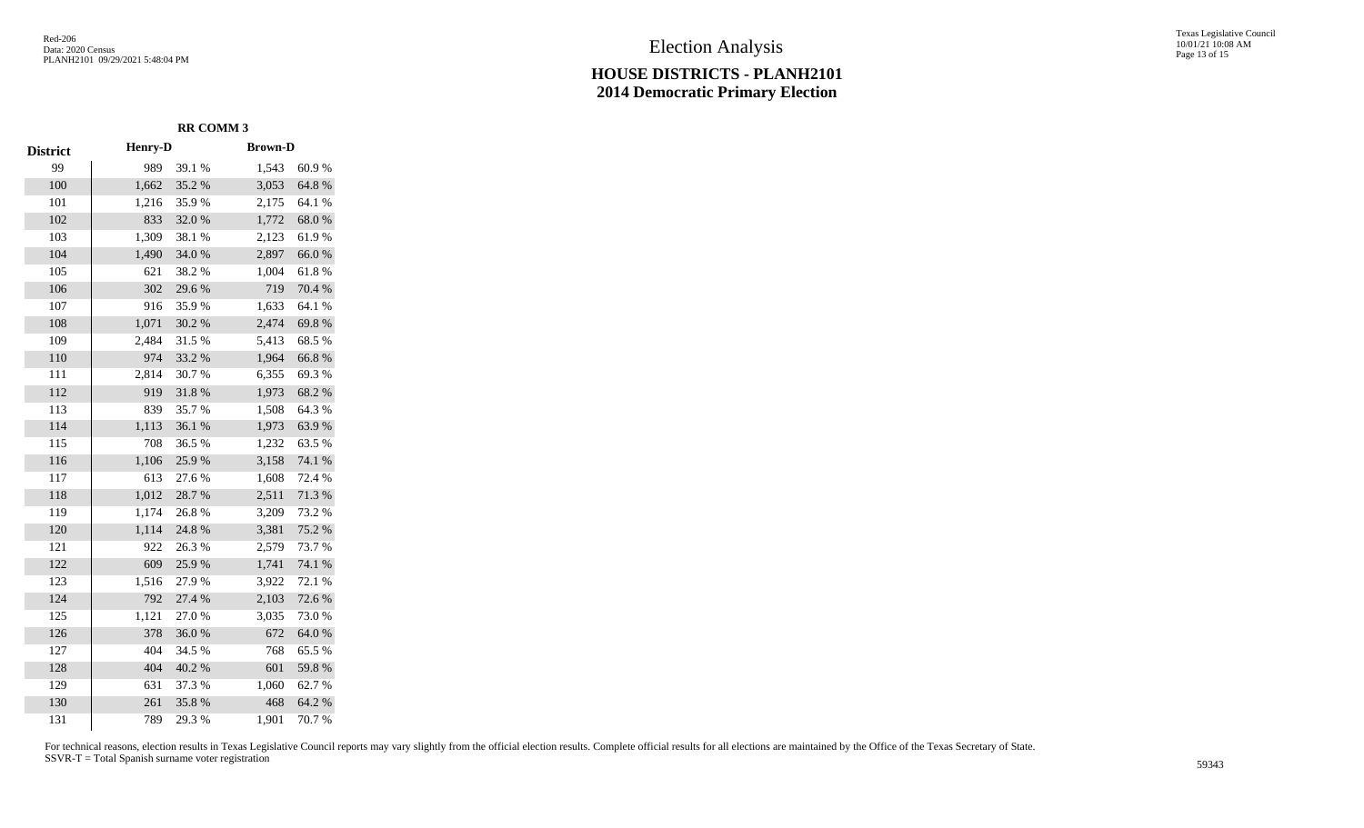# HOUSE DISTRICTS - PLANH2101
## 2014 Democratic Primary Election

| | RR COMM 3 | | | |
|---|---|---|---|---|
| District | Henry-D | | Brown-D | |
| 99 | 989 | 39.1 % | 1,543 | 60.9 % |
| 100 | 1,662 | 35.2 % | 3,053 | 64.8 % |
| 101 | 1,216 | 35.9 % | 2,175 | 64.1 % |
| 102 | 833 | 32.0 % | 1,772 | 68.0 % |
| 103 | 1,309 | 38.1 % | 2,123 | 61.9 % |
| 104 | 1,490 | 34.0 % | 2,897 | 66.0 % |
| 105 | 621 | 38.2 % | 1,004 | 61.8 % |
| 106 | 302 | 29.6 % | 719 | 70.4 % |
| 107 | 916 | 35.9 % | 1,633 | 64.1 % |
| 108 | 1,071 | 30.2 % | 2,474 | 69.8 % |
| 109 | 2,484 | 31.5 % | 5,413 | 68.5 % |
| 110 | 974 | 33.2 % | 1,964 | 66.8 % |
| 111 | 2,814 | 30.7 % | 6,355 | 69.3 % |
| 112 | 919 | 31.8 % | 1,973 | 68.2 % |
| 113 | 839 | 35.7 % | 1,508 | 64.3 % |
| 114 | 1,113 | 36.1 % | 1,973 | 63.9 % |
| 115 | 708 | 36.5 % | 1,232 | 63.5 % |
| 116 | 1,106 | 25.9 % | 3,158 | 74.1 % |
| 117 | 613 | 27.6 % | 1,608 | 72.4 % |
| 118 | 1,012 | 28.7 % | 2,511 | 71.3 % |
| 119 | 1,174 | 26.8 % | 3,209 | 73.2 % |
| 120 | 1,114 | 24.8 % | 3,381 | 75.2 % |
| 121 | 922 | 26.3 % | 2,579 | 73.7 % |
| 122 | 609 | 25.9 % | 1,741 | 74.1 % |
| 123 | 1,516 | 27.9 % | 3,922 | 72.1 % |
| 124 | 792 | 27.4 % | 2,103 | 72.6 % |
| 125 | 1,121 | 27.0 % | 3,035 | 73.0 % |
| 126 | 378 | 36.0 % | 672 | 64.0 % |
| 127 | 404 | 34.5 % | 768 | 65.5 % |
| 128 | 404 | 40.2 % | 601 | 59.8 % |
| 129 | 631 | 37.3 % | 1,060 | 62.7 % |
| 130 | 261 | 35.8 % | 468 | 64.2 % |
| 131 | 789 | 29.3 % | 1,901 | 70.7 % |

For technical reasons, election results in Texas Legislative Council reports may vary slightly from the official election results. Complete official results for all elections are maintained by the Office of the Texas Secretary of State.
SSVR-T = Total Spanish surname voter registration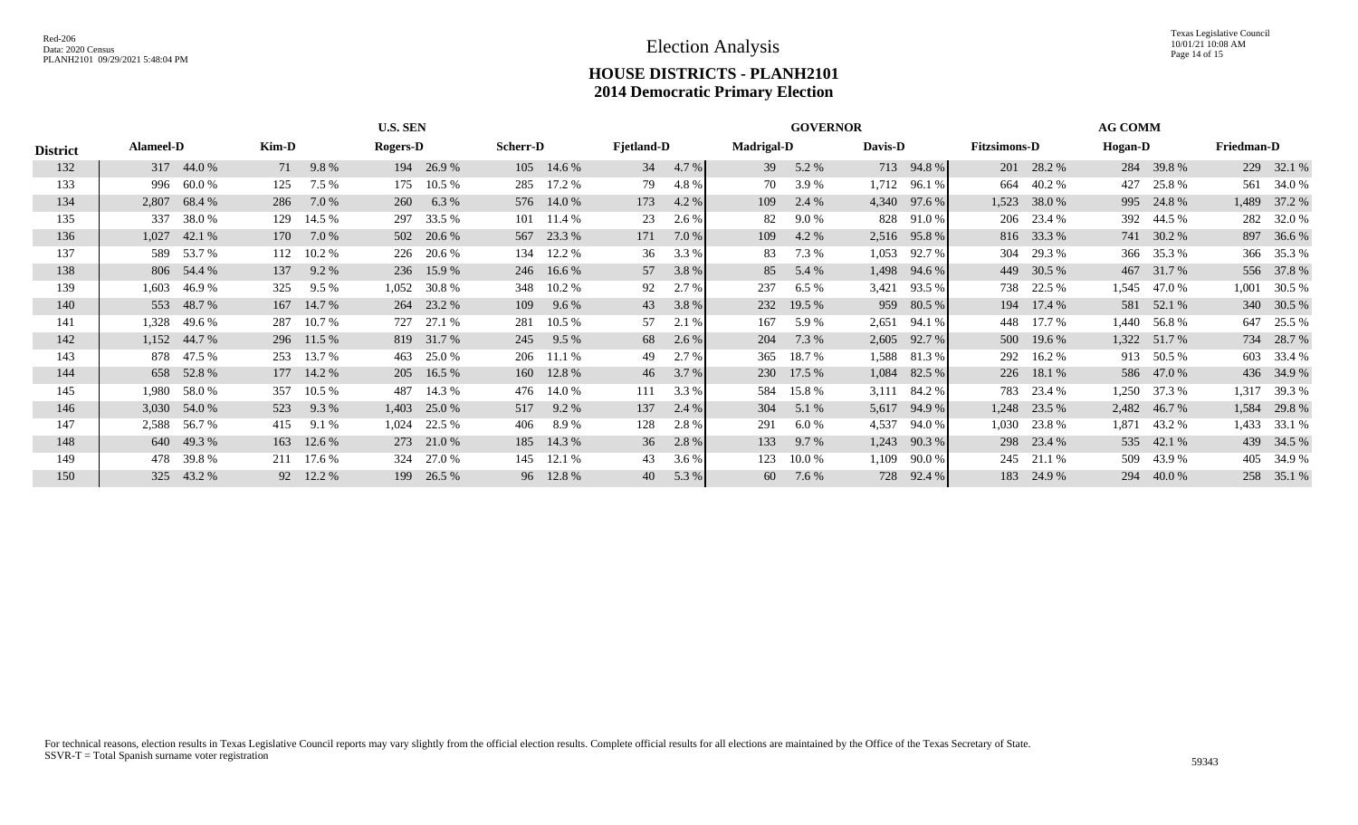# Election Analysis

## HOUSE DISTRICTS - PLANH2101

## 2014 Democratic Primary Election

| | U.S. SEN | | | | | | | | | | GOVERNOR | | | | AG COMM | | | | | |
|---|---|---|---|---|---|---|---|---|---|---|---|---|---|---|---|---|---|---|---|---|
| District | Alameel-D | | Kim-D | | Rogers-D | | Scherr-D | | Fjetland-D | | Madrigal-D | | Davis-D | | Fitzsimons-D | | Hogan-D | | Friedman-D | |
| 132 | 317 | 44.0 % | 71 | 9.8 % | 194 | 26.9 % | 105 | 14.6 % | 34 | 4.7 % | 39 | 5.2 % | 713 | 94.8 % | 201 | 28.2 % | 284 | 39.8 % | 229 | 32.1 % |
| 133 | 996 | 60.0 % | 125 | 7.5 % | 175 | 10.5 % | 285 | 17.2 % | 79 | 4.8 % | 70 | 3.9 % | 1,712 | 96.1 % | 664 | 40.2 % | 427 | 25.8 % | 561 | 34.0 % |
| 134 | 2,807 | 68.4 % | 286 | 7.0 % | 260 | 6.3 % | 576 | 14.0 % | 173 | 4.2 % | 109 | 2.4 % | 4,340 | 97.6 % | 1,523 | 38.0 % | 995 | 24.8 % | 1,489 | 37.2 % |
| 135 | 337 | 38.0 % | 129 | 14.5 % | 297 | 33.5 % | 101 | 11.4 % | 23 | 2.6 % | 82 | 9.0 % | 828 | 91.0 % | 206 | 23.4 % | 392 | 44.5 % | 282 | 32.0 % |
| 136 | 1,027 | 42.1 % | 170 | 7.0 % | 502 | 20.6 % | 567 | 23.3 % | 171 | 7.0 % | 109 | 4.2 % | 2,516 | 95.8 % | 816 | 33.3 % | 741 | 30.2 % | 897 | 36.6 % |
| 137 | 589 | 53.7 % | 112 | 10.2 % | 226 | 20.6 % | 134 | 12.2 % | 36 | 3.3 % | 83 | 7.3 % | 1,053 | 92.7 % | 304 | 29.3 % | 366 | 35.3 % | 366 | 35.3 % |
| 138 | 806 | 54.4 % | 137 | 9.2 % | 236 | 15.9 % | 246 | 16.6 % | 57 | 3.8 % | 85 | 5.4 % | 1,498 | 94.6 % | 449 | 30.5 % | 467 | 31.7 % | 556 | 37.8 % |
| 139 | 1,603 | 46.9 % | 325 | 9.5 % | 1,052 | 30.8 % | 348 | 10.2 % | 92 | 2.7 % | 237 | 6.5 % | 3,421 | 93.5 % | 738 | 22.5 % | 1,545 | 47.0 % | 1,001 | 30.5 % |
| 140 | 553 | 48.7 % | 167 | 14.7 % | 264 | 23.2 % | 109 | 9.6 % | 43 | 3.8 % | 232 | 19.5 % | 959 | 80.5 % | 194 | 17.4 % | 581 | 52.1 % | 340 | 30.5 % |
| 141 | 1,328 | 49.6 % | 287 | 10.7 % | 727 | 27.1 % | 281 | 10.5 % | 57 | 2.1 % | 167 | 5.9 % | 2,651 | 94.1 % | 448 | 17.7 % | 1,440 | 56.8 % | 647 | 25.5 % |
| 142 | 1,152 | 44.7 % | 296 | 11.5 % | 819 | 31.7 % | 245 | 9.5 % | 68 | 2.6 % | 204 | 7.3 % | 2,605 | 92.7 % | 500 | 19.6 % | 1,322 | 51.7 % | 734 | 28.7 % |
| 143 | 878 | 47.5 % | 253 | 13.7 % | 463 | 25.0 % | 206 | 11.1 % | 49 | 2.7 % | 365 | 18.7 % | 1,588 | 81.3 % | 292 | 16.2 % | 913 | 50.5 % | 603 | 33.4 % |
| 144 | 658 | 52.8 % | 177 | 14.2 % | 205 | 16.5 % | 160 | 12.8 % | 46 | 3.7 % | 230 | 17.5 % | 1,084 | 82.5 % | 226 | 18.1 % | 586 | 47.0 % | 436 | 34.9 % |
| 145 | 1,980 | 58.0 % | 357 | 10.5 % | 487 | 14.3 % | 476 | 14.0 % | 111 | 3.3 % | 584 | 15.8 % | 3,111 | 84.2 % | 783 | 23.4 % | 1,250 | 37.3 % | 1,317 | 39.3 % |
| 146 | 3,030 | 54.0 % | 523 | 9.3 % | 1,403 | 25.0 % | 517 | 9.2 % | 137 | 2.4 % | 304 | 5.1 % | 5,617 | 94.9 % | 1,248 | 23.5 % | 2,482 | 46.7 % | 1,584 | 29.8 % |
| 147 | 2,588 | 56.7 % | 415 | 9.1 % | 1,024 | 22.5 % | 406 | 8.9 % | 128 | 2.8 % | 291 | 6.0 % | 4,537 | 94.0 % | 1,030 | 23.8 % | 1,871 | 43.2 % | 1,433 | 33.1 % |
| 148 | 640 | 49.3 % | 163 | 12.6 % | 273 | 21.0 % | 185 | 14.3 % | 36 | 2.8 % | 133 | 9.7 % | 1,243 | 90.3 % | 298 | 23.4 % | 535 | 42.1 % | 439 | 34.5 % |
| 149 | 478 | 39.8 % | 211 | 17.6 % | 324 | 27.0 % | 145 | 12.1 % | 43 | 3.6 % | 123 | 10.0 % | 1,109 | 90.0 % | 245 | 21.1 % | 509 | 43.9 % | 405 | 34.9 % |
| 150 | 325 | 43.2 % | 92 | 12.2 % | 199 | 26.5 % | 96 | 12.8 % | 40 | 5.3 % | 60 | 7.6 % | 728 | 92.4 % | 183 | 24.9 % | 294 | 40.0 % | 258 | 35.1 % |

For technical reasons, election results in Texas Legislative Council reports may vary slightly from the official election results. Complete official results for all elections are maintained by the Office of the Texas Secretary of State.
SSVR-T = Total Spanish surname voter registration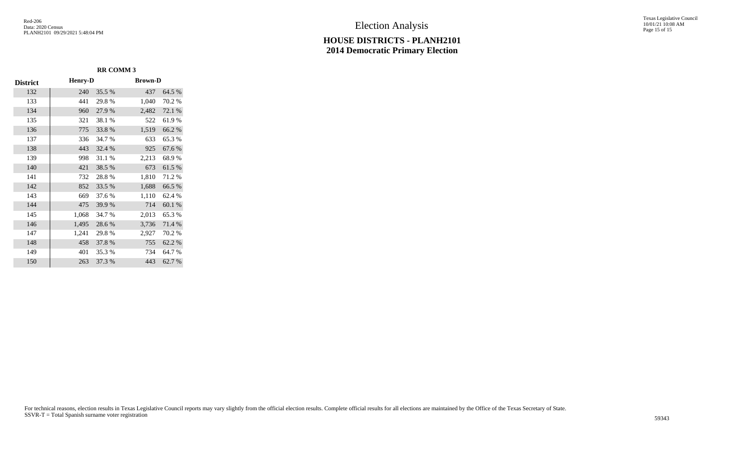# Election Analysis

## HOUSE DISTRICTS - PLANH2101
## 2014 Democratic Primary Election

| | RR COMM 3 | | | |
|---|---|---|---|---|
| District | Henry-D | | Brown-D | |
| 132 | 240 | 35.5 % | 437 | 64.5 % |
| 133 | 441 | 29.8 % | 1,040 | 70.2 % |
| 134 | 960 | 27.9 % | 2,482 | 72.1 % |
| 135 | 321 | 38.1 % | 522 | 61.9 % |
| 136 | 775 | 33.8 % | 1,519 | 66.2 % |
| 137 | 336 | 34.7 % | 633 | 65.3 % |
| 138 | 443 | 32.4 % | 925 | 67.6 % |
| 139 | 998 | 31.1 % | 2,213 | 68.9 % |
| 140 | 421 | 38.5 % | 673 | 61.5 % |
| 141 | 732 | 28.8 % | 1,810 | 71.2 % |
| 142 | 852 | 33.5 % | 1,688 | 66.5 % |
| 143 | 669 | 37.6 % | 1,110 | 62.4 % |
| 144 | 475 | 39.9 % | 714 | 60.1 % |
| 145 | 1,068 | 34.7 % | 2,013 | 65.3 % |
| 146 | 1,495 | 28.6 % | 3,736 | 71.4 % |
| 147 | 1,241 | 29.8 % | 2,927 | 70.2 % |
| 148 | 458 | 37.8 % | 755 | 62.2 % |
| 149 | 401 | 35.3 % | 734 | 64.7 % |
| 150 | 263 | 37.3 % | 443 | 62.7 % |

For technical reasons, election results in Texas Legislative Council reports may vary slightly from the official election results. Complete official results for all elections are maintained by the Office of the Texas Secretary of State.
SSVR-T = Total Spanish surname voter registration